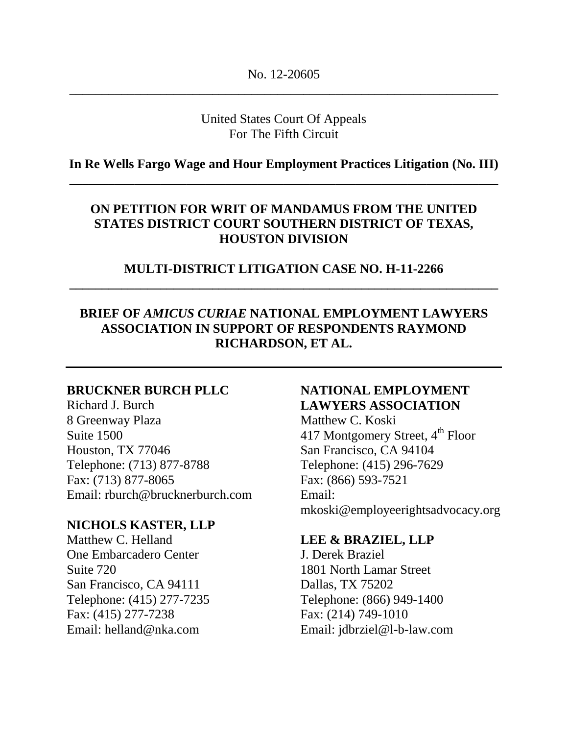No. 12-20605

---

United States Court Of Appeals
For The Fifth Circuit

**In Re Wells Fargo Wage and Hour Employment Practices Litigation (No. III)**

---

**ON PETITION FOR WRIT OF MANDAMUS FROM THE UNITED STATES DISTRICT COURT SOUTHERN DISTRICT OF TEXAS, HOUSTON DIVISION**

**MULTI-DISTRICT LITIGATION CASE NO. H-11-2266**

---

**BRIEF OF *AMICUS CURIAE* NATIONAL EMPLOYMENT LAWYERS ASSOCIATION IN SUPPORT OF RESPONDENTS RAYMOND RICHARDSON, ET AL.**

---

**BRUCKNER BURCH PLLC**
Richard J. Burch
8 Greenway Plaza
Suite 1500
Houston, TX 77046
Telephone: (713) 877-8788
Fax: (713) 877-8065
Email: rburch@brucknerburch.com

**NICHOLS KASTER, LLP**
Matthew C. Helland
One Embarcadero Center
Suite 720
San Francisco, CA 94111
Telephone: (415) 277-7235
Fax: (415) 277-7238
Email: helland@nka.com

**NATIONAL EMPLOYMENT LAWYERS ASSOCIATION**
Matthew C. Koski
417 Montgomery Street, 4th Floor
San Francisco, CA 94104
Telephone: (415) 296-7629
Fax: (866) 593-7521
Email: mkoski@employeerightsadvocacy.org

**LEE & BRAZIEL, LLP**
J. Derek Braziel
1801 North Lamar Street
Dallas, TX 75202
Telephone: (866) 949-1400
Fax: (214) 749-1010
Email: jdbrziel@l-b-law.com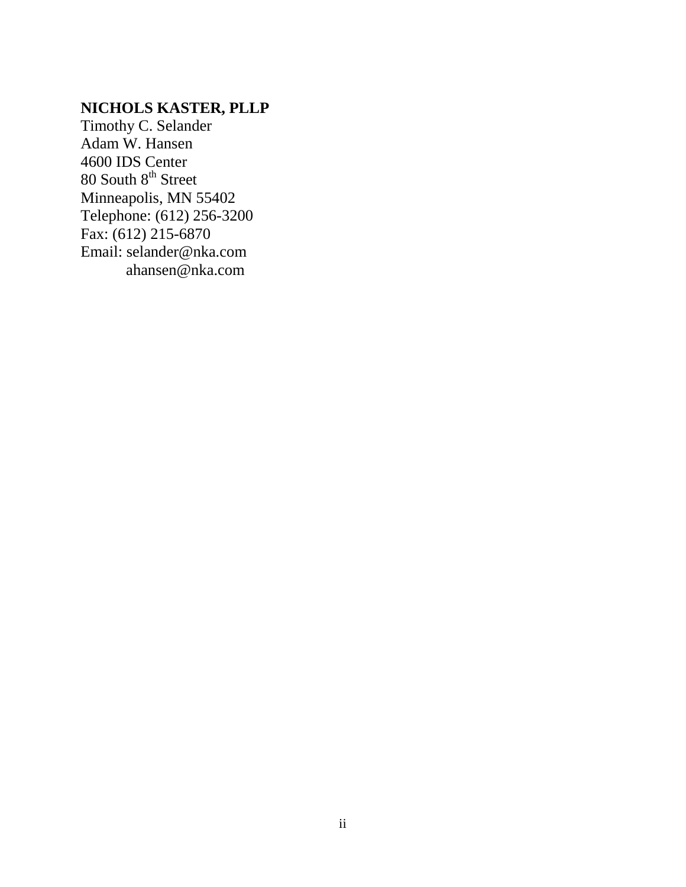**NICHOLS KASTER, PLLP**
Timothy C. Selander
Adam W. Hansen
4600 IDS Center
80 South 8th Street
Minneapolis, MN 55402
Telephone: (612) 256-3200
Fax: (612) 215-6870
Email: selander@nka.com
ahansen@nka.com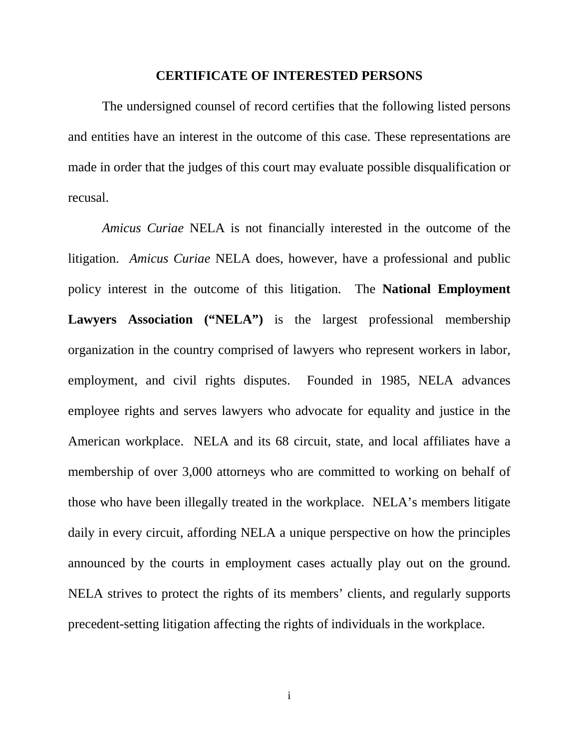## CERTIFICATE OF INTERESTED PERSONS

The undersigned counsel of record certifies that the following listed persons and entities have an interest in the outcome of this case. These representations are made in order that the judges of this court may evaluate possible disqualification or recusal.

*Amicus Curiae* NELA is not financially interested in the outcome of the litigation. *Amicus Curiae* NELA does, however, have a professional and public policy interest in the outcome of this litigation. The **National Employment Lawyers Association ("NELA")** is the largest professional membership organization in the country comprised of lawyers who represent workers in labor, employment, and civil rights disputes. Founded in 1985, NELA advances employee rights and serves lawyers who advocate for equality and justice in the American workplace. NELA and its 68 circuit, state, and local affiliates have a membership of over 3,000 attorneys who are committed to working on behalf of those who have been illegally treated in the workplace. NELA's members litigate daily in every circuit, affording NELA a unique perspective on how the principles announced by the courts in employment cases actually play out on the ground. NELA strives to protect the rights of its members' clients, and regularly supports precedent-setting litigation affecting the rights of individuals in the workplace.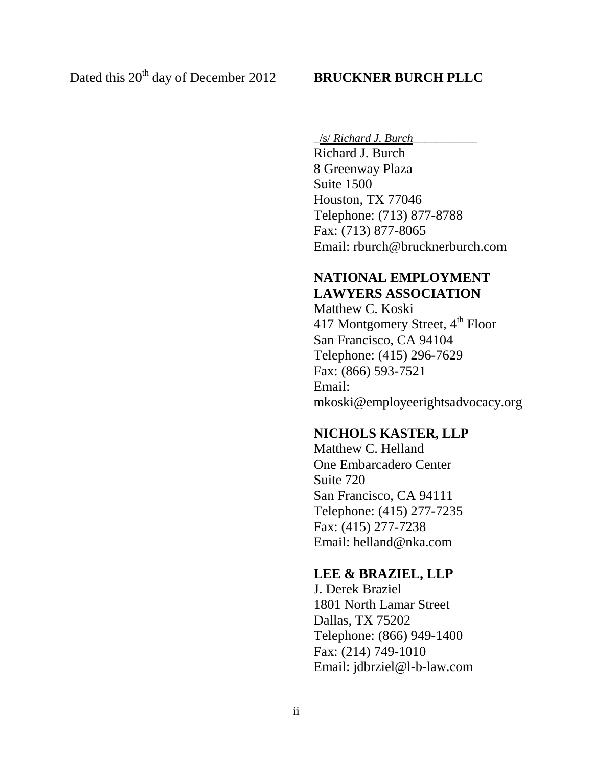Dated this 20th day of December 2012

**BRUCKNER BURCH PLLC**

_/s/ *Richard J. Burch*___________
Richard J. Burch
8 Greenway Plaza
Suite 1500
Houston, TX 77046
Telephone: (713) 877-8788
Fax: (713) 877-8065
Email: rburch@brucknerburch.com

**NATIONAL EMPLOYMENT LAWYERS ASSOCIATION**
Matthew C. Koski
417 Montgomery Street, 4th Floor
San Francisco, CA 94104
Telephone: (415) 296-7629
Fax: (866) 593-7521
Email:
mkoski@employeerightsadvocacy.org

**NICHOLS KASTER, LLP**
Matthew C. Helland
One Embarcadero Center
Suite 720
San Francisco, CA 94111
Telephone: (415) 277-7235
Fax: (415) 277-7238
Email: helland@nka.com

**LEE & BRAZIEL, LLP**
J. Derek Braziel
1801 North Lamar Street
Dallas, TX 75202
Telephone: (866) 949-1400
Fax: (214) 749-1010
Email: jdbrziel@l-b-law.com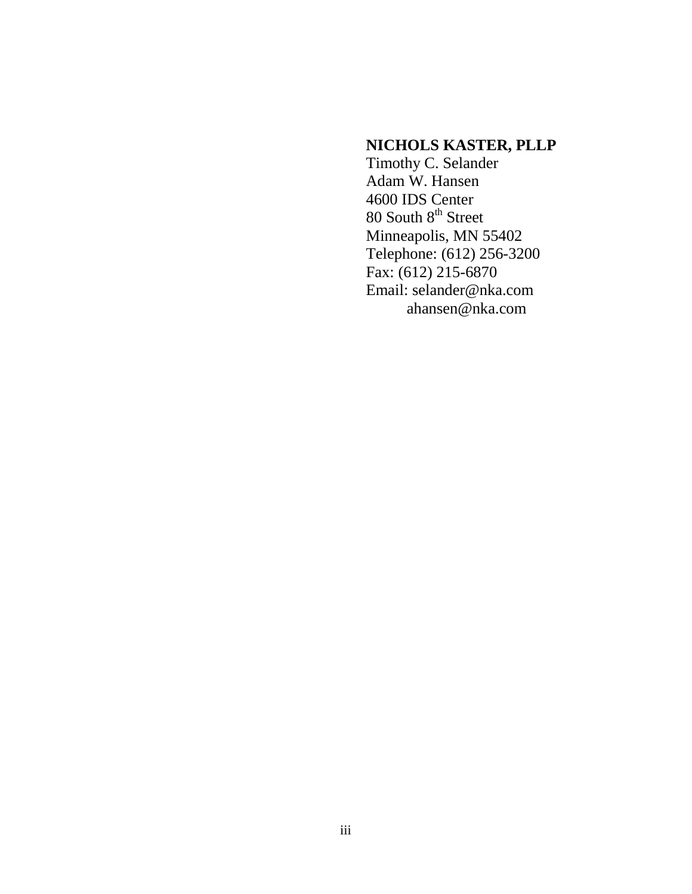**NICHOLS KASTER, PLLP**
Timothy C. Selander
Adam W. Hansen
4600 IDS Center
80 South 8th Street
Minneapolis, MN 55402
Telephone: (612) 256-3200
Fax: (612) 215-6870
Email: selander@nka.com
ahansen@nka.com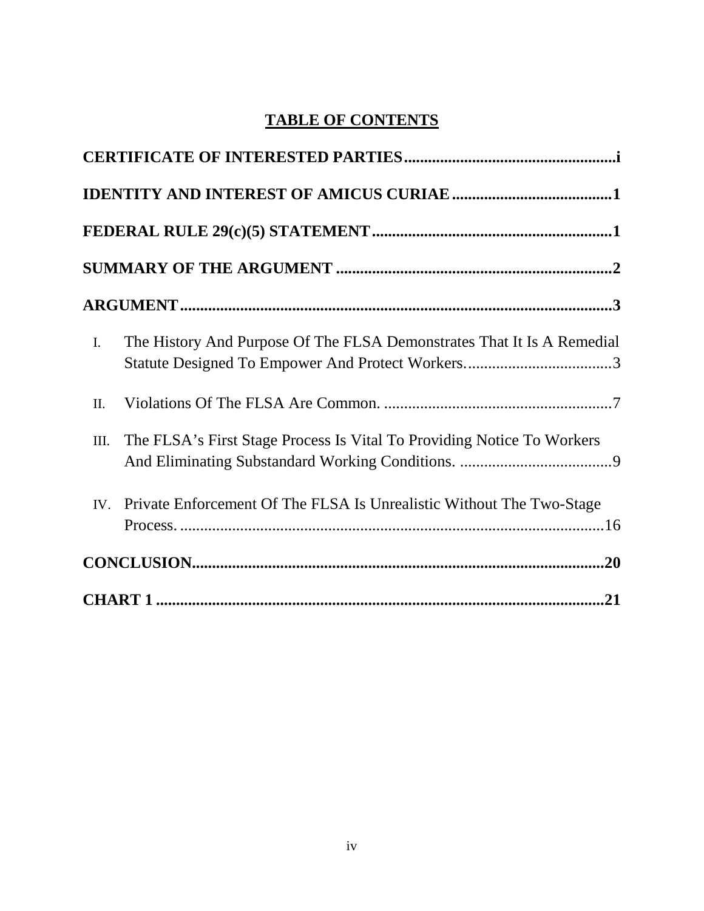# TABLE OF CONTENTS

**CERTIFICATE OF INTERESTED PARTIES** ..................................................... i

**IDENTITY AND INTEREST OF AMICUS CURIAE** ........................................ 1

**FEDERAL RULE 29(c)(5) STATEMENT** ............................................................ 1

**SUMMARY OF THE ARGUMENT** ..................................................................... 2

**ARGUMENT** ........................................................................................................... 3

I. The History And Purpose Of The FLSA Demonstrates That It Is A Remedial Statute Designed To Empower And Protect Workers. ..................................... 3

II. Violations Of The FLSA Are Common. ........................................................... 7

III. The FLSA's First Stage Process Is Vital To Providing Notice To Workers And Eliminating Substandard Working Conditions. ...................................... 9

IV. Private Enforcement Of The FLSA Is Unrealistic Without The Two-Stage Process. .......................................................................................................... 16

**CONCLUSION** ....................................................................................................... 20

**CHART 1** ................................................................................................................ 21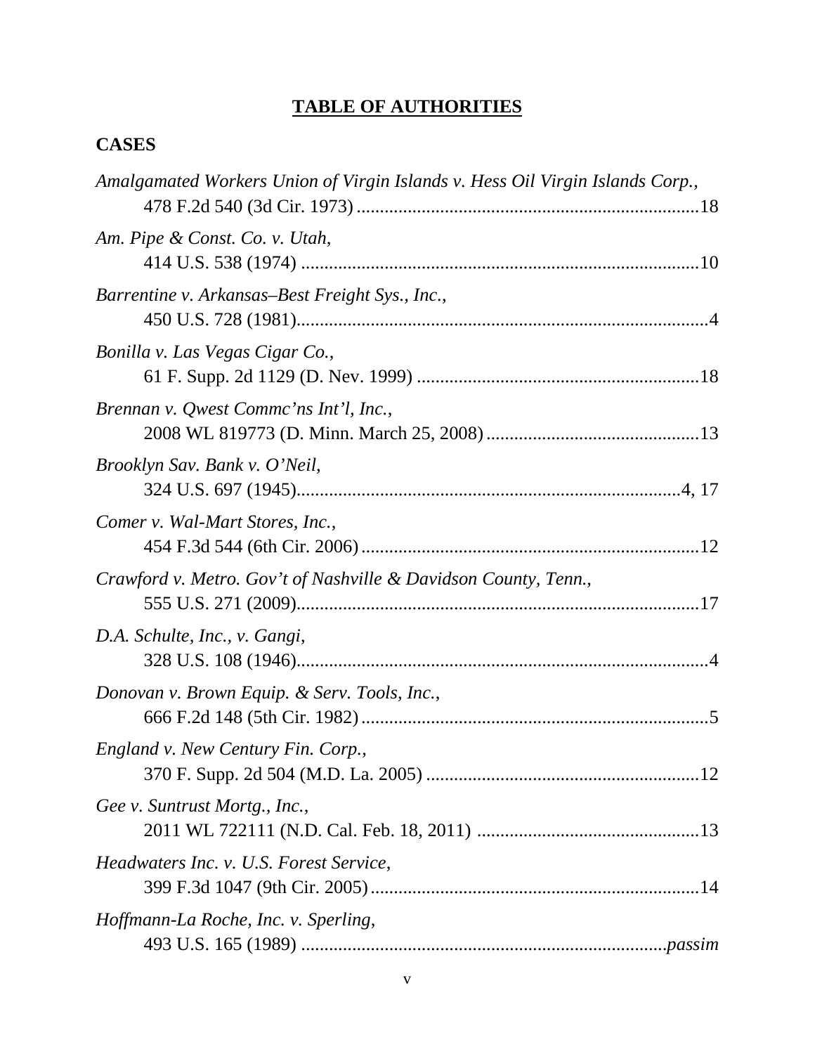## TABLE OF AUTHORITIES

### CASES

*Amalgamated Workers Union of Virgin Islands v. Hess Oil Virgin Islands Corp.*,
478 F.2d 540 (3d Cir. 1973) ........................................................................18

*Am. Pipe & Const. Co. v. Utah*,
414 U.S. 538 (1974) ....................................................................................10

*Barrentine v. Arkansas–Best Freight Sys., Inc.*,
450 U.S. 728 (1981)........................................................................................4

*Bonilla v. Las Vegas Cigar Co.*,
61 F. Supp. 2d 1129 (D. Nev. 1999) ............................................................18

*Brennan v. Qwest Commc'ns Int'l, Inc.*,
2008 WL 819773 (D. Minn. March 25, 2008)..............................................13

*Brooklyn Sav. Bank v. O'Neil*,
324 U.S. 697 (1945)..................................................................................4, 17

*Comer v. Wal-Mart Stores, Inc.*,
454 F.3d 544 (6th Cir. 2006)........................................................................12

*Crawford v. Metro. Gov't of Nashville & Davidson County, Tenn.*,
555 U.S. 271 (2009)......................................................................................17

*D.A. Schulte, Inc., v. Gangi*,
328 U.S. 108 (1946)........................................................................................4

*Donovan v. Brown Equip. & Serv. Tools, Inc.*,
666 F.2d 148 (5th Cir. 1982)..........................................................................5

*England v. New Century Fin. Corp.*,
370 F. Supp. 2d 504 (M.D. La. 2005) ..........................................................12

*Gee v. Suntrust Mortg., Inc.*,
2011 WL 722111 (N.D. Cal. Feb. 18, 2011) ................................................13

*Headwaters Inc. v. U.S. Forest Service*,
399 F.3d 1047 (9th Cir. 2005)......................................................................14

*Hoffmann-La Roche, Inc. v. Sperling*,
493 U.S. 165 (1989) ...........................................................................*passim*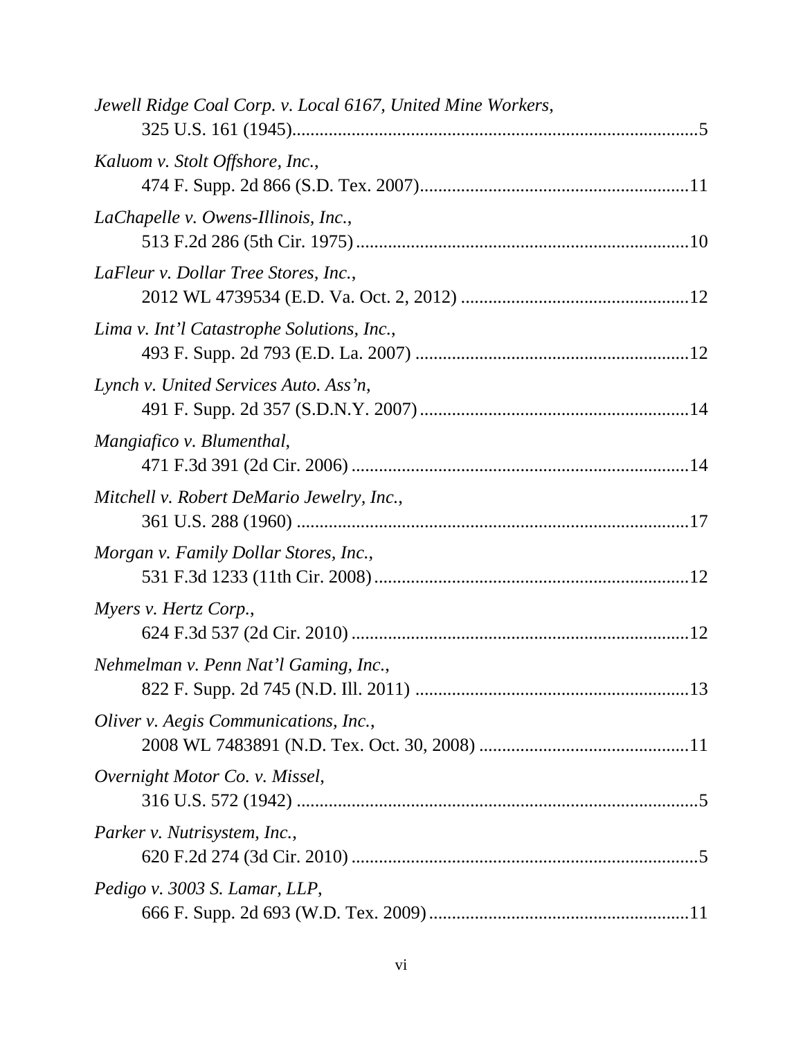*Jewell Ridge Coal Corp. v. Local 6167, United Mine Workers*,
325 U.S. 161 (1945)........................................................................................5

*Kaluom v. Stolt Offshore, Inc.*,
474 F. Supp. 2d 866 (S.D. Tex. 2007)..........................................................11

*LaChapelle v. Owens-Illinois, Inc.*,
513 F.2d 286 (5th Cir. 1975).........................................................................10

*LaFleur v. Dollar Tree Stores, Inc.*,
2012 WL 4739534 (E.D. Va. Oct. 2, 2012) ..................................................12

*Lima v. Int'l Catastrophe Solutions, Inc.*,
493 F. Supp. 2d 793 (E.D. La. 2007) ............................................................12

*Lynch v. United Services Auto. Ass'n*,
491 F. Supp. 2d 357 (S.D.N.Y. 2007)...........................................................14

*Mangiafico v. Blumenthal*,
471 F.3d 391 (2d Cir. 2006)..........................................................................14

*Mitchell v. Robert DeMario Jewelry, Inc.*,
361 U.S. 288 (1960) ......................................................................................17

*Morgan v. Family Dollar Stores, Inc.*,
531 F.3d 1233 (11th Cir. 2008).....................................................................12

*Myers v. Hertz Corp.*,
624 F.3d 537 (2d Cir. 2010)..........................................................................12

*Nehmelman v. Penn Nat'l Gaming, Inc.*,
822 F. Supp. 2d 745 (N.D. Ill. 2011) ............................................................13

*Oliver v. Aegis Communications, Inc.*,
2008 WL 7483891 (N.D. Tex. Oct. 30, 2008) ..............................................11

*Overnight Motor Co. v. Missel*,
316 U.S. 572 (1942) ........................................................................................5

*Parker v. Nutrisystem, Inc.*,
620 F.2d 274 (3d Cir. 2010)............................................................................5

*Pedigo v. 3003 S. Lamar, LLP*,
666 F. Supp. 2d 693 (W.D. Tex. 2009).........................................................11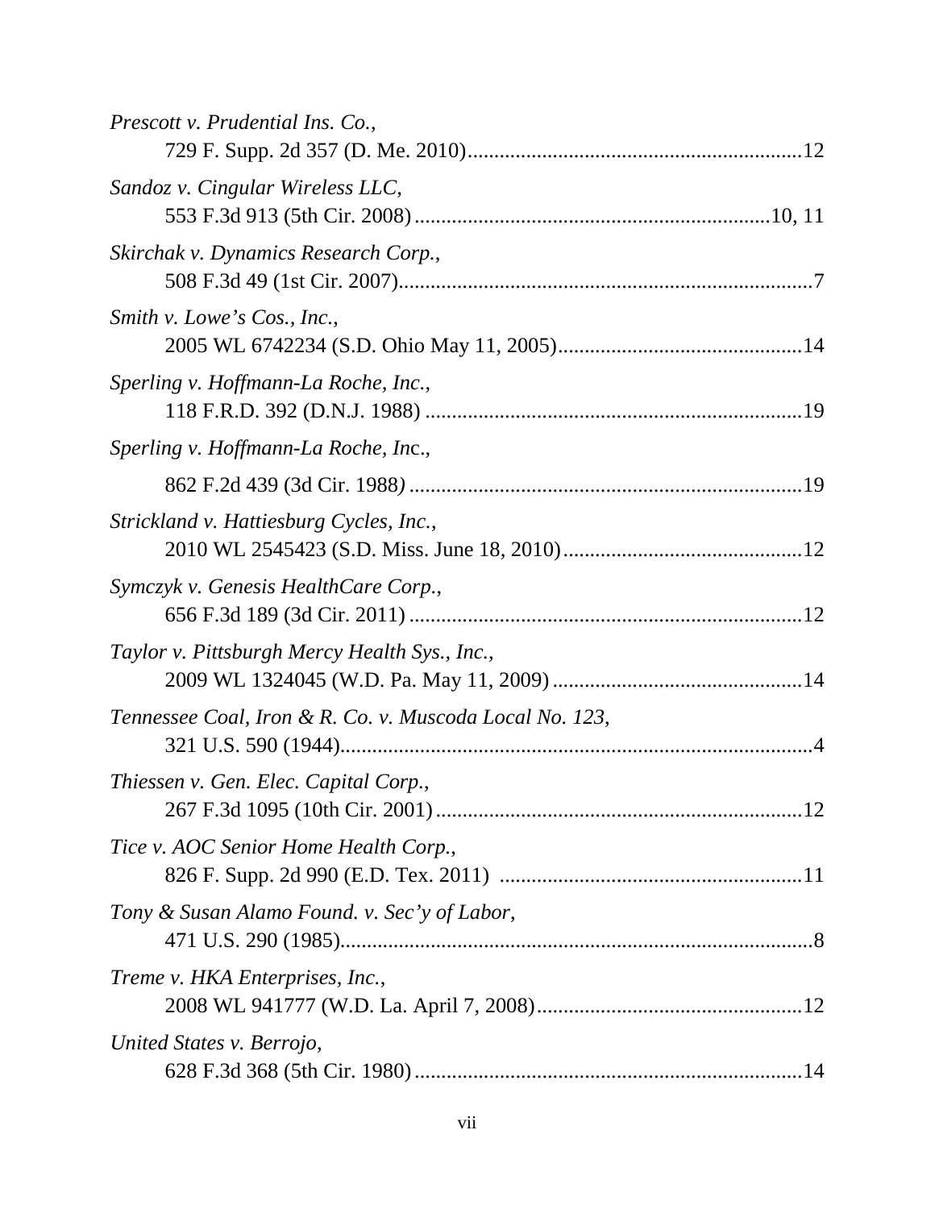*Prescott v. Prudential Ins. Co.*,
729 F. Supp. 2d 357 (D. Me. 2010)....................12

*Sandoz v. Cingular Wireless LLC*,
553 F.3d 913 (5th Cir. 2008)....................10, 11

*Skirchak v. Dynamics Research Corp.*,
508 F.3d 49 (1st Cir. 2007)....................7

*Smith v. Lowe's Cos., Inc.*,
2005 WL 6742234 (S.D. Ohio May 11, 2005)....................14

*Sperling v. Hoffmann-La Roche, Inc.*,
118 F.R.D. 392 (D.N.J. 1988)....................19

*Sperling v. Hoffmann-La Roche, Inc.*,
862 F.2d 439 (3d Cir. 1988)....................19

*Strickland v. Hattiesburg Cycles, Inc.*,
2010 WL 2545423 (S.D. Miss. June 18, 2010)....................12

*Symczyk v. Genesis HealthCare Corp.*,
656 F.3d 189 (3d Cir. 2011)....................12

*Taylor v. Pittsburgh Mercy Health Sys., Inc.*,
2009 WL 1324045 (W.D. Pa. May 11, 2009)....................14

*Tennessee Coal, Iron & R. Co. v. Muscoda Local No. 123*,
321 U.S. 590 (1944)....................4

*Thiessen v. Gen. Elec. Capital Corp.*,
267 F.3d 1095 (10th Cir. 2001)....................12

*Tice v. AOC Senior Home Health Corp.*,
826 F. Supp. 2d 990 (E.D. Tex. 2011)....................11

*Tony & Susan Alamo Found. v. Sec'y of Labor*,
471 U.S. 290 (1985)....................8

*Treme v. HKA Enterprises, Inc.*,
2008 WL 941777 (W.D. La. April 7, 2008)....................12

*United States v. Berrojo*,
628 F.3d 368 (5th Cir. 1980)....................14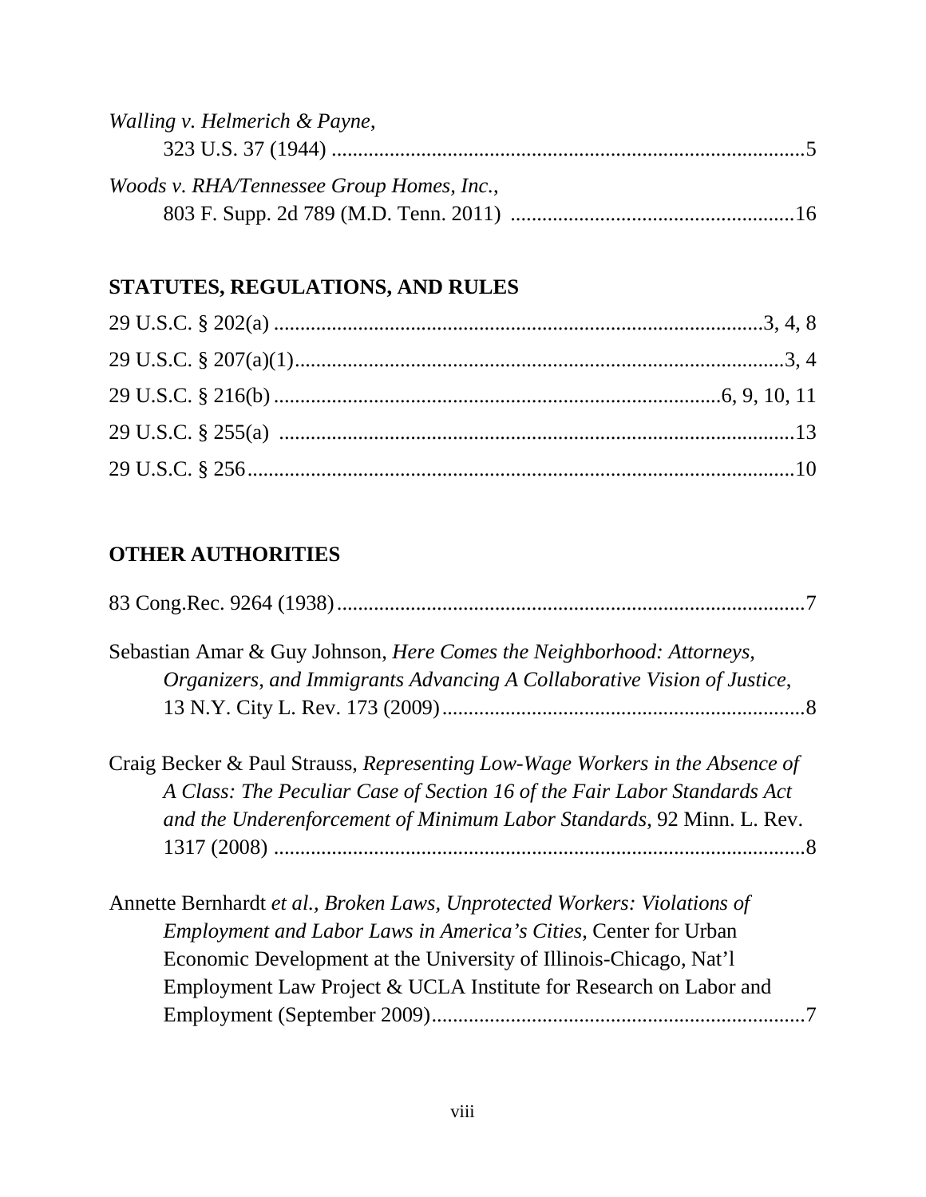*Walling v. Helmerich & Payne*,
323 U.S. 37 (1944) ..........................................................................................5

*Woods v. RHA/Tennessee Group Homes, Inc.*,
803 F. Supp. 2d 789 (M.D. Tenn. 2011) .....................................................16

## STATUTES, REGULATIONS, AND RULES

29 U.S.C. § 202(a) ..........................................................................................3, 4, 8

29 U.S.C. § 207(a)(1)...........................................................................................3, 4

29 U.S.C. § 216(b) ....................................................................................6, 9, 10, 11

29 U.S.C. § 255(a) ..................................................................................................13

29 U.S.C. § 256........................................................................................................10

## OTHER AUTHORITIES

83 Cong.Rec. 9264 (1938).........................................................................................7

Sebastian Amar & Guy Johnson, *Here Comes the Neighborhood: Attorneys, Organizers, and Immigrants Advancing A Collaborative Vision of Justice*, 13 N.Y. City L. Rev. 173 (2009).....................................................................8

Craig Becker & Paul Strauss, *Representing Low-Wage Workers in the Absence of A Class: The Peculiar Case of Section 16 of the Fair Labor Standards Act and the Underenforcement of Minimum Labor Standards*, 92 Minn. L. Rev. 1317 (2008) .....................................................................................................8

Annette Bernhardt *et al.*, *Broken Laws, Unprotected Workers: Violations of Employment and Labor Laws in America's Cities*, Center for Urban Economic Development at the University of Illinois-Chicago, Nat'l Employment Law Project & UCLA Institute for Research on Labor and Employment (September 2009).......................................................................7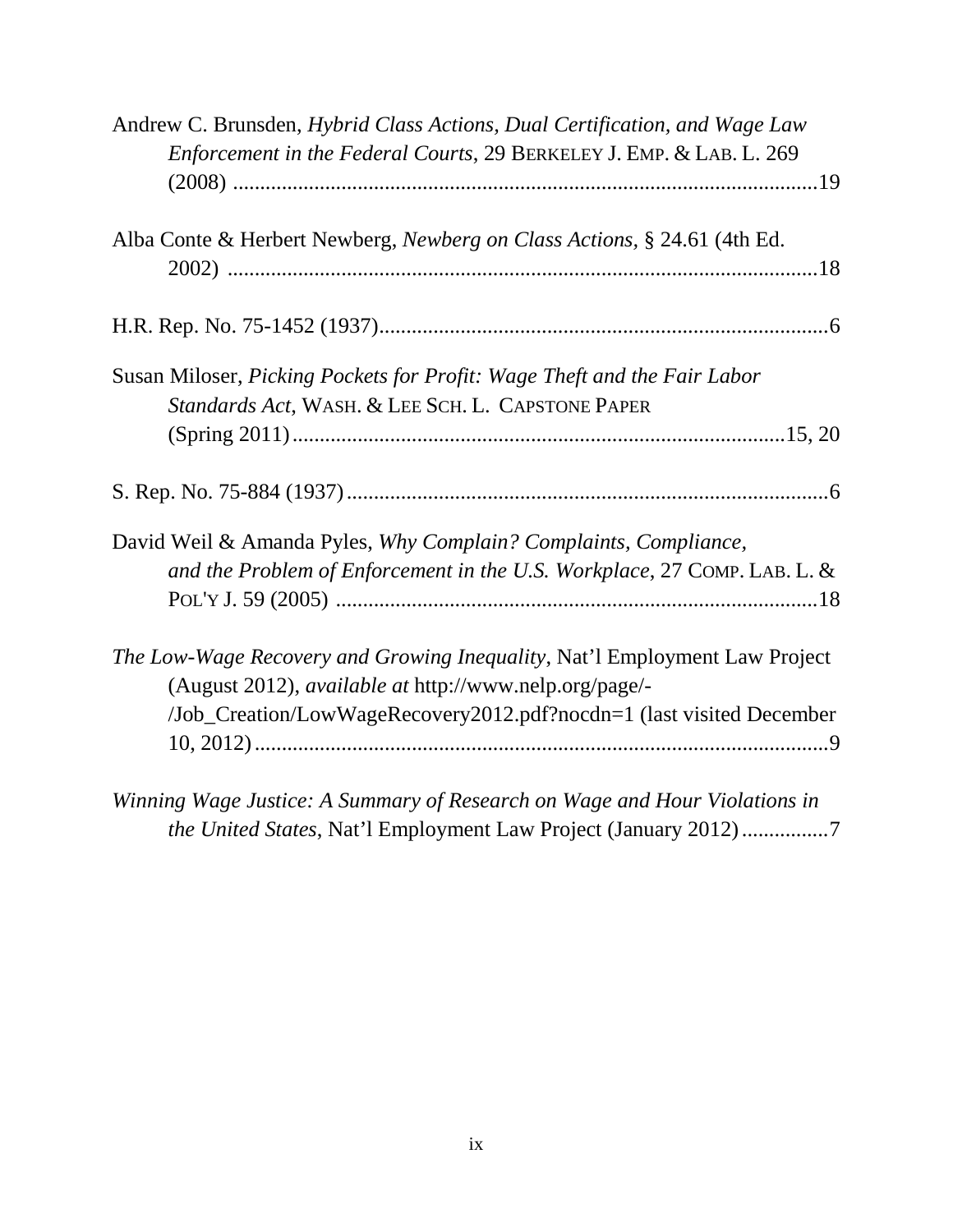Andrew C. Brunsden, *Hybrid Class Actions, Dual Certification, and Wage Law Enforcement in the Federal Courts*, 29 BERKELEY J. EMP. & LAB. L. 269 (2008) ....................................................................................................19

Alba Conte & Herbert Newberg, *Newberg on Class Actions*, § 24.61 (4th Ed. 2002) ....................................................................................................18

H.R. Rep. No. 75-1452 (1937)....................................................................................6

Susan Miloser, *Picking Pockets for Profit: Wage Theft and the Fair Labor Standards Act*, WASH. & LEE SCH. L. CAPSTONE PAPER (Spring 2011)...........................................................................................15, 20

S. Rep. No. 75-884 (1937)..........................................................................................6

David Weil & Amanda Pyles, *Why Complain? Complaints, Compliance, and the Problem of Enforcement in the U.S. Workplace*, 27 COMP. LAB. L. & POL'Y J. 59 (2005) ..........................................................................................18

*The Low-Wage Recovery and Growing Inequality*, Nat'l Employment Law Project (August 2012), *available at* http://www.nelp.org/page/-/Job_Creation/LowWageRecovery2012.pdf?nocdn=1 (last visited December 10, 2012)...........................................................................................................9

*Winning Wage Justice: A Summary of Research on Wage and Hour Violations in the United States*, Nat'l Employment Law Project (January 2012)................7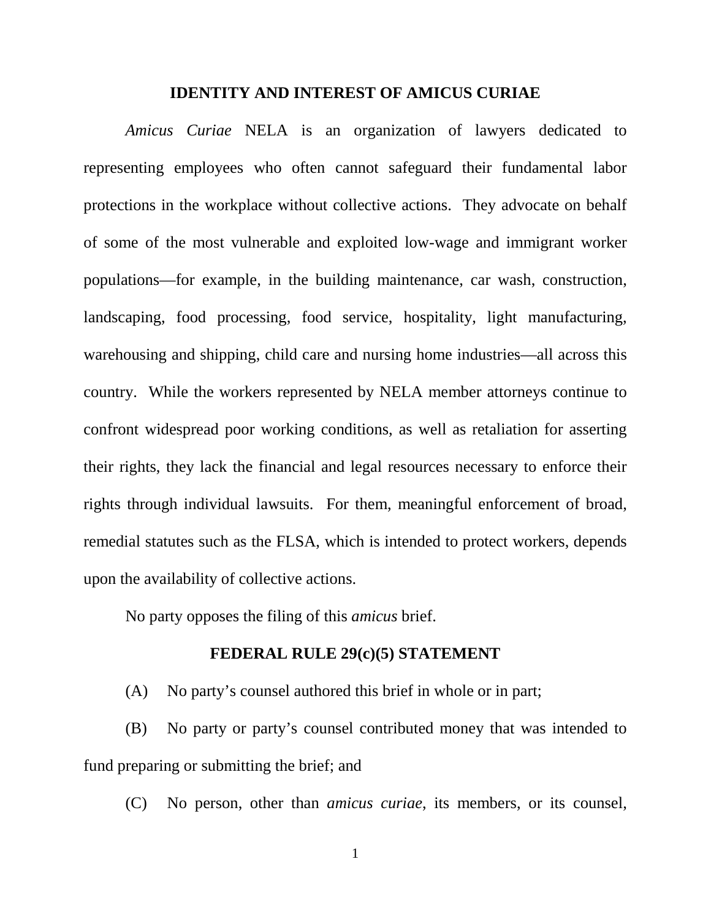## IDENTITY AND INTEREST OF AMICUS CURIAE

*Amicus Curiae* NELA is an organization of lawyers dedicated to representing employees who often cannot safeguard their fundamental labor protections in the workplace without collective actions. They advocate on behalf of some of the most vulnerable and exploited low-wage and immigrant worker populations—for example, in the building maintenance, car wash, construction, landscaping, food processing, food service, hospitality, light manufacturing, warehousing and shipping, child care and nursing home industries—all across this country. While the workers represented by NELA member attorneys continue to confront widespread poor working conditions, as well as retaliation for asserting their rights, they lack the financial and legal resources necessary to enforce their rights through individual lawsuits. For them, meaningful enforcement of broad, remedial statutes such as the FLSA, which is intended to protect workers, depends upon the availability of collective actions.

No party opposes the filing of this *amicus* brief.

## FEDERAL RULE 29(c)(5) STATEMENT

(A) No party's counsel authored this brief in whole or in part;

(B) No party or party's counsel contributed money that was intended to fund preparing or submitting the brief; and

(C) No person, other than *amicus curiae*, its members, or its counsel,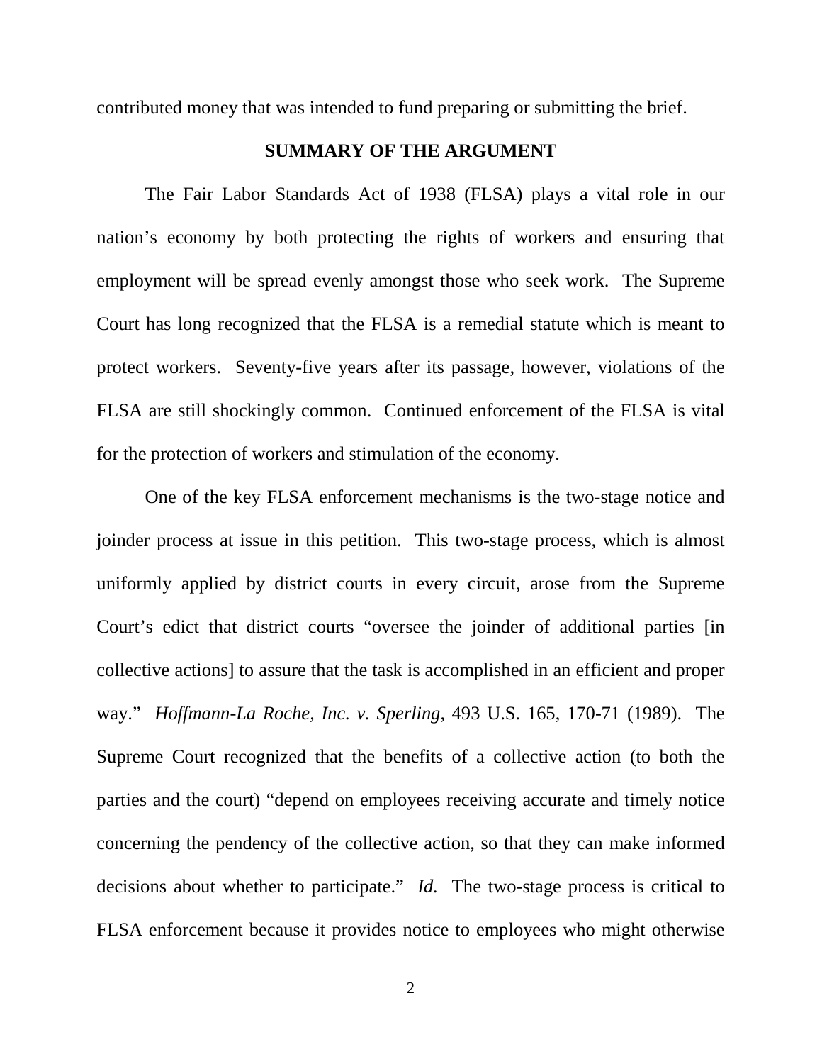contributed money that was intended to fund preparing or submitting the brief.

## SUMMARY OF THE ARGUMENT

The Fair Labor Standards Act of 1938 (FLSA) plays a vital role in our nation's economy by both protecting the rights of workers and ensuring that employment will be spread evenly amongst those who seek work. The Supreme Court has long recognized that the FLSA is a remedial statute which is meant to protect workers. Seventy-five years after its passage, however, violations of the FLSA are still shockingly common. Continued enforcement of the FLSA is vital for the protection of workers and stimulation of the economy.

One of the key FLSA enforcement mechanisms is the two-stage notice and joinder process at issue in this petition. This two-stage process, which is almost uniformly applied by district courts in every circuit, arose from the Supreme Court's edict that district courts "oversee the joinder of additional parties [in collective actions] to assure that the task is accomplished in an efficient and proper way." *Hoffmann-La Roche, Inc. v. Sperling*, 493 U.S. 165, 170-71 (1989). The Supreme Court recognized that the benefits of a collective action (to both the parties and the court) "depend on employees receiving accurate and timely notice concerning the pendency of the collective action, so that they can make informed decisions about whether to participate." *Id.* The two-stage process is critical to FLSA enforcement because it provides notice to employees who might otherwise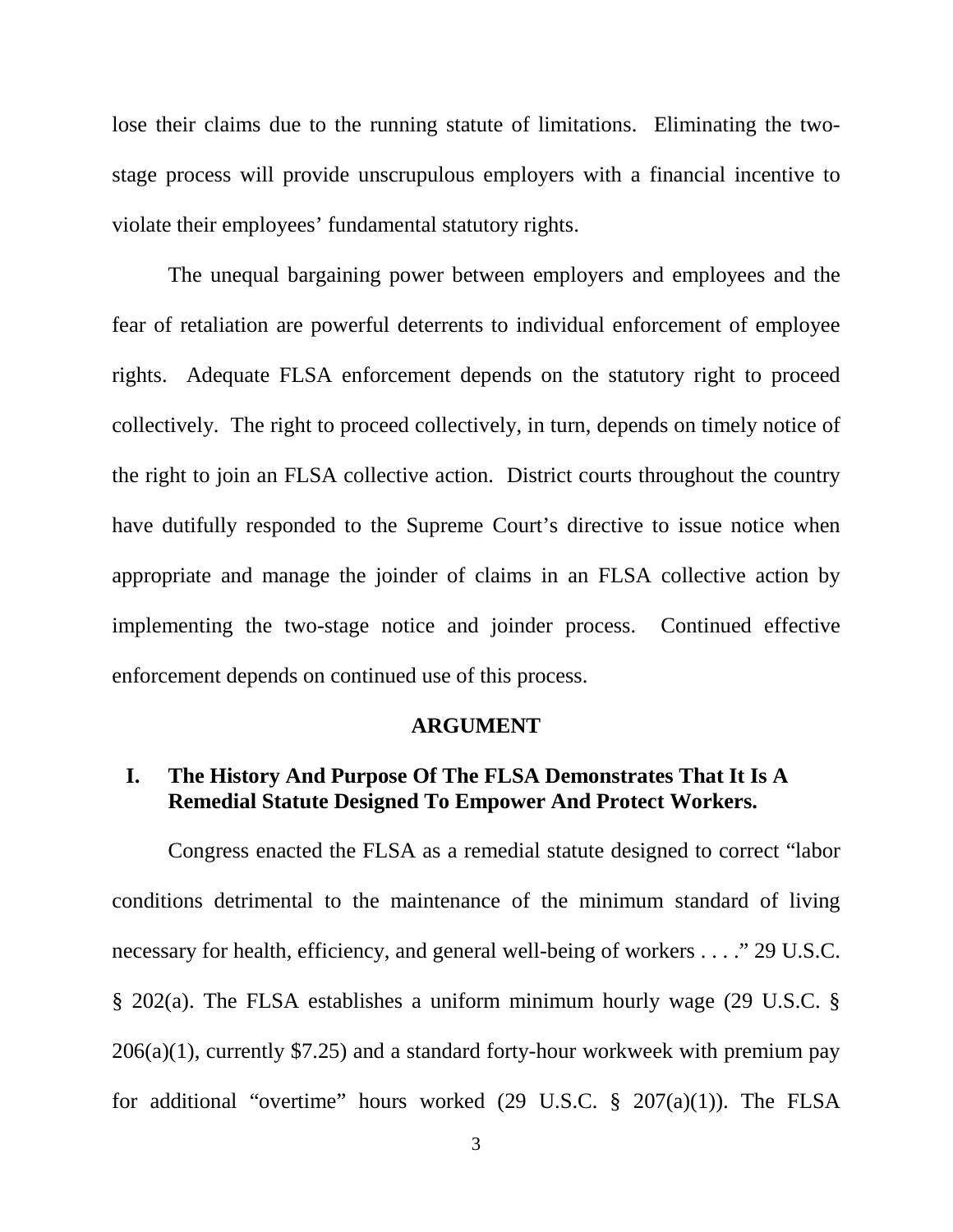lose their claims due to the running statute of limitations. Eliminating the two-stage process will provide unscrupulous employers with a financial incentive to violate their employees' fundamental statutory rights.

The unequal bargaining power between employers and employees and the fear of retaliation are powerful deterrents to individual enforcement of employee rights. Adequate FLSA enforcement depends on the statutory right to proceed collectively. The right to proceed collectively, in turn, depends on timely notice of the right to join an FLSA collective action. District courts throughout the country have dutifully responded to the Supreme Court's directive to issue notice when appropriate and manage the joinder of claims in an FLSA collective action by implementing the two-stage notice and joinder process. Continued effective enforcement depends on continued use of this process.

## ARGUMENT

### I. The History And Purpose Of The FLSA Demonstrates That It Is A Remedial Statute Designed To Empower And Protect Workers.

Congress enacted the FLSA as a remedial statute designed to correct "labor conditions detrimental to the maintenance of the minimum standard of living necessary for health, efficiency, and general well-being of workers . . . ." 29 U.S.C. § 202(a). The FLSA establishes a uniform minimum hourly wage (29 U.S.C. § 206(a)(1), currently $7.25) and a standard forty-hour workweek with premium pay for additional "overtime" hours worked (29 U.S.C. § 207(a)(1)). The FLSA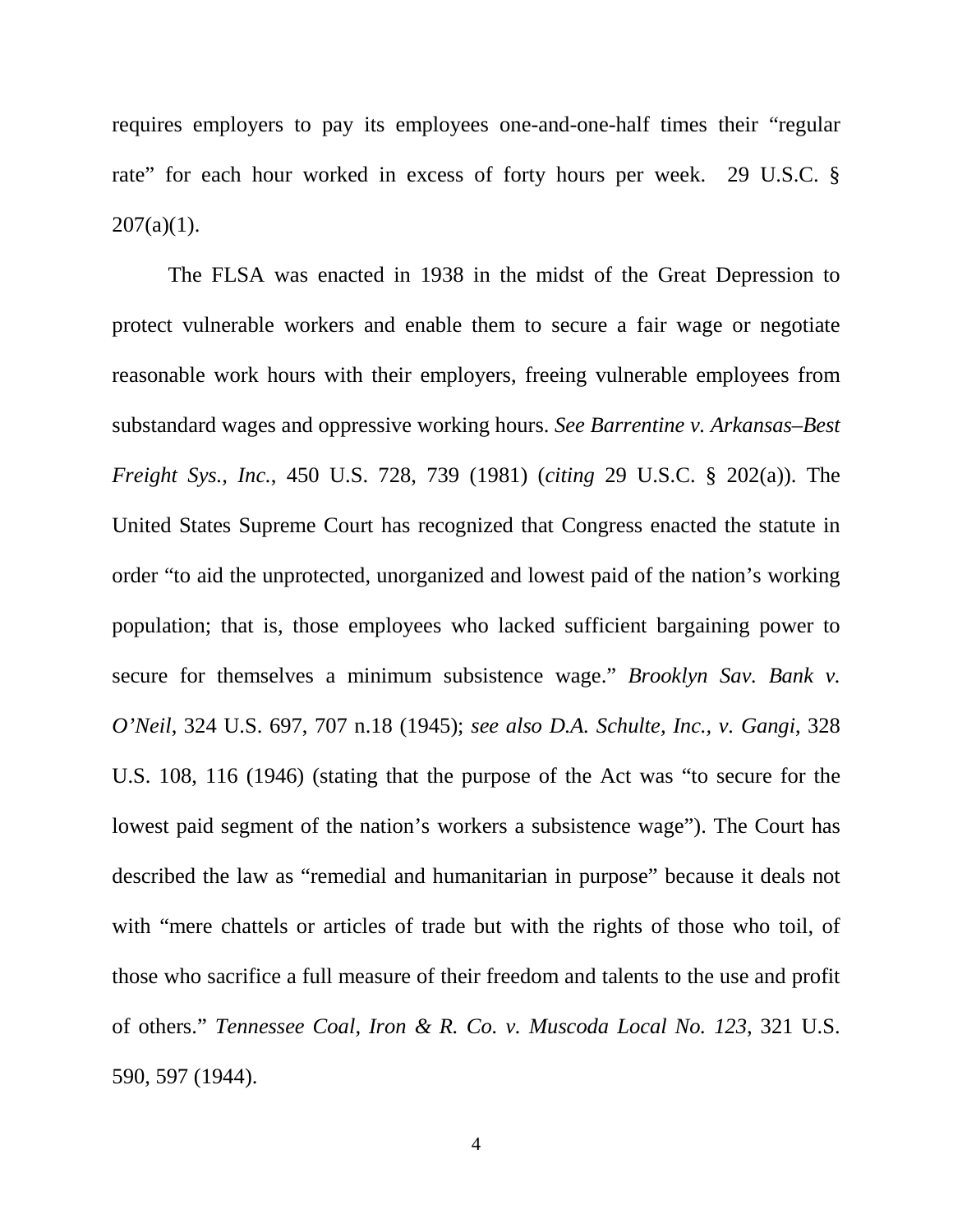requires employers to pay its employees one-and-one-half times their "regular rate" for each hour worked in excess of forty hours per week. 29 U.S.C. § 207(a)(1).

The FLSA was enacted in 1938 in the midst of the Great Depression to protect vulnerable workers and enable them to secure a fair wage or negotiate reasonable work hours with their employers, freeing vulnerable employees from substandard wages and oppressive working hours. *See Barrentine v. Arkansas–Best Freight Sys., Inc.*, 450 U.S. 728, 739 (1981) (*citing* 29 U.S.C. § 202(a)). The United States Supreme Court has recognized that Congress enacted the statute in order "to aid the unprotected, unorganized and lowest paid of the nation's working population; that is, those employees who lacked sufficient bargaining power to secure for themselves a minimum subsistence wage." *Brooklyn Sav. Bank v. O'Neil*, 324 U.S. 697, 707 n.18 (1945); *see also D.A. Schulte, Inc., v. Gangi*, 328 U.S. 108, 116 (1946) (stating that the purpose of the Act was "to secure for the lowest paid segment of the nation's workers a subsistence wage"). The Court has described the law as "remedial and humanitarian in purpose" because it deals not with "mere chattels or articles of trade but with the rights of those who toil, of those who sacrifice a full measure of their freedom and talents to the use and profit of others." *Tennessee Coal, Iron & R. Co. v. Muscoda Local No. 123*, 321 U.S. 590, 597 (1944).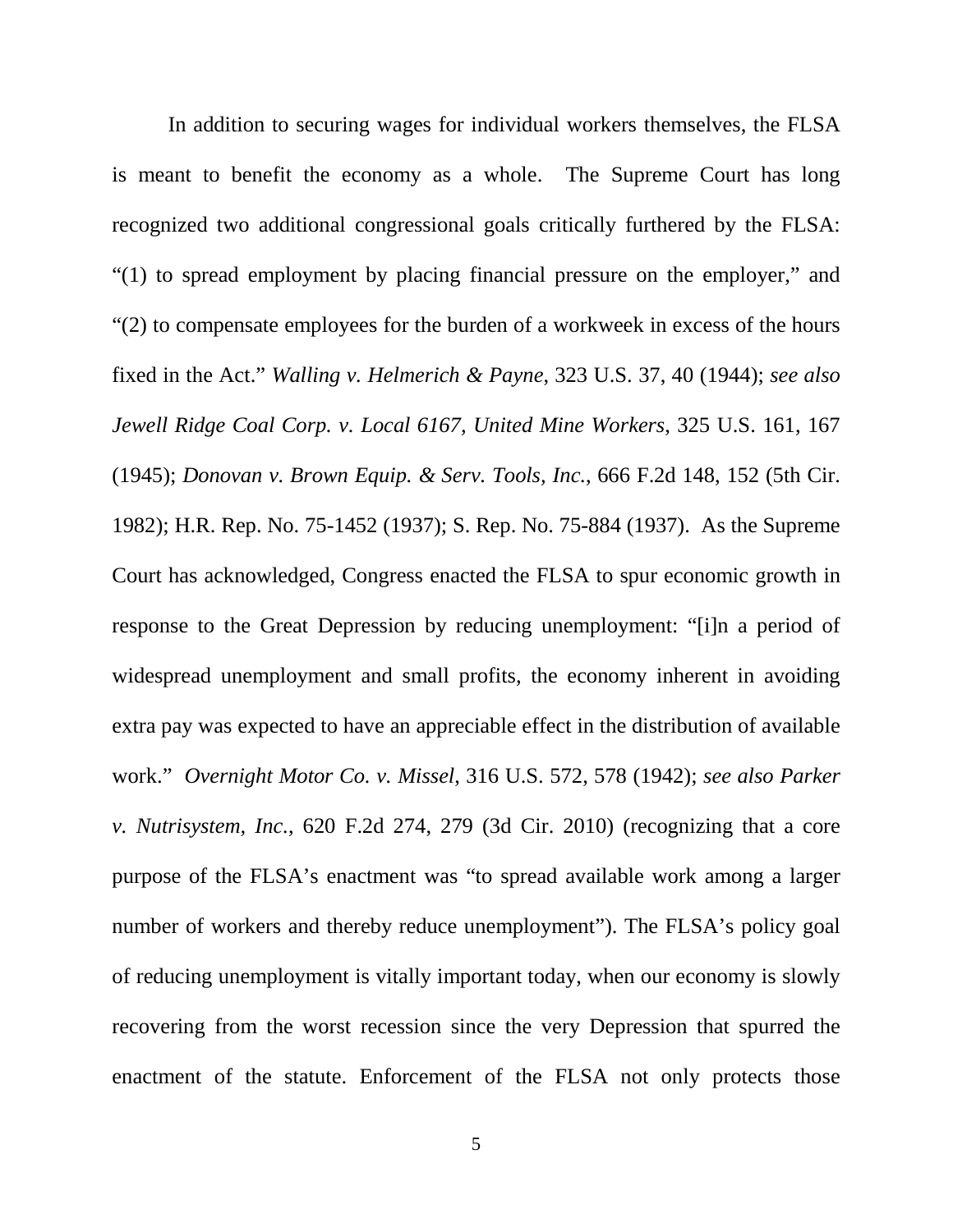In addition to securing wages for individual workers themselves, the FLSA is meant to benefit the economy as a whole. The Supreme Court has long recognized two additional congressional goals critically furthered by the FLSA: "(1) to spread employment by placing financial pressure on the employer," and "(2) to compensate employees for the burden of a workweek in excess of the hours fixed in the Act." *Walling v. Helmerich & Payne*, 323 U.S. 37, 40 (1944); *see also Jewell Ridge Coal Corp. v. Local 6167, United Mine Workers*, 325 U.S. 161, 167 (1945); *Donovan v. Brown Equip. & Serv. Tools, Inc.*, 666 F.2d 148, 152 (5th Cir. 1982); H.R. Rep. No. 75-1452 (1937); S. Rep. No. 75-884 (1937). As the Supreme Court has acknowledged, Congress enacted the FLSA to spur economic growth in response to the Great Depression by reducing unemployment: "[i]n a period of widespread unemployment and small profits, the economy inherent in avoiding extra pay was expected to have an appreciable effect in the distribution of available work." *Overnight Motor Co. v. Missel*, 316 U.S. 572, 578 (1942); *see also Parker v. Nutrisystem, Inc.*, 620 F.2d 274, 279 (3d Cir. 2010) (recognizing that a core purpose of the FLSA's enactment was "to spread available work among a larger number of workers and thereby reduce unemployment"). The FLSA's policy goal of reducing unemployment is vitally important today, when our economy is slowly recovering from the worst recession since the very Depression that spurred the enactment of the statute. Enforcement of the FLSA not only protects those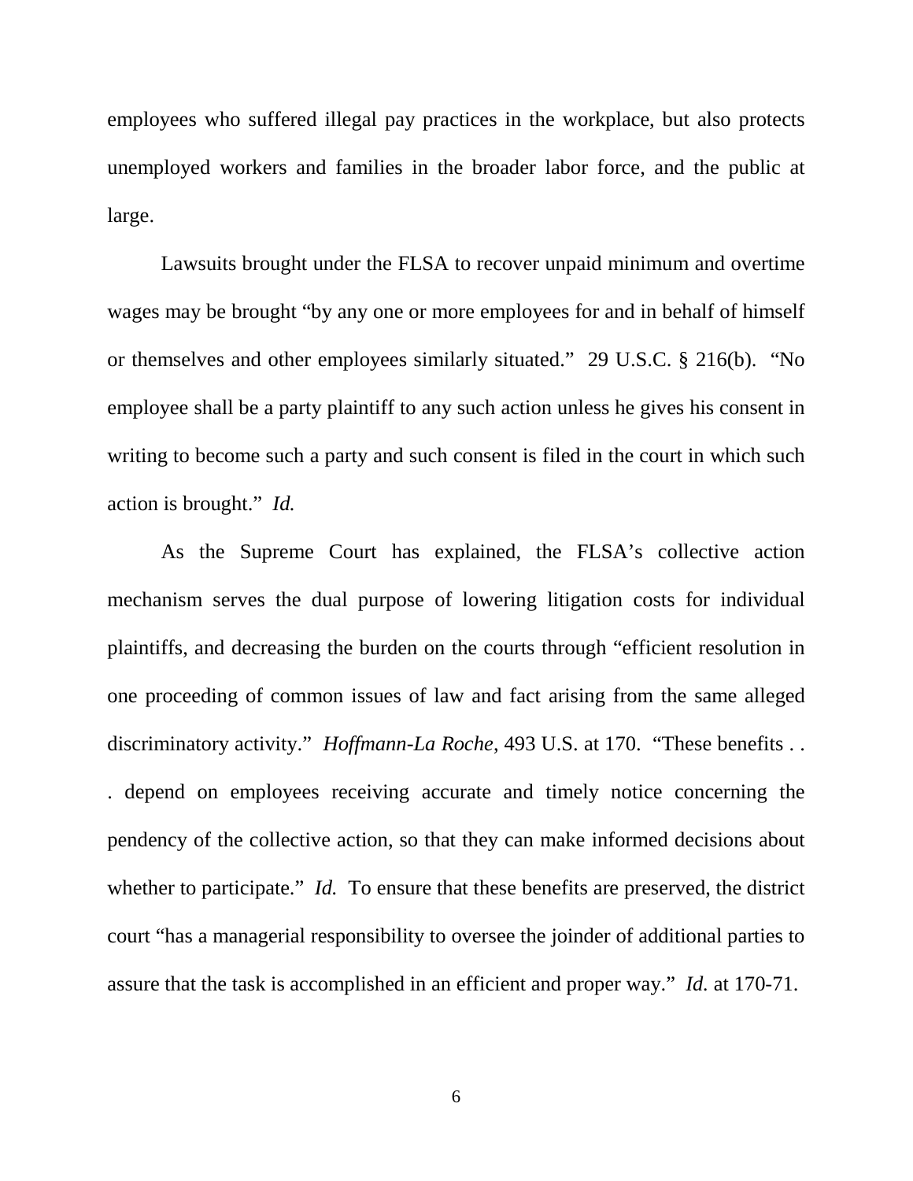employees who suffered illegal pay practices in the workplace, but also protects unemployed workers and families in the broader labor force, and the public at large.

Lawsuits brought under the FLSA to recover unpaid minimum and overtime wages may be brought "by any one or more employees for and in behalf of himself or themselves and other employees similarly situated." 29 U.S.C. § 216(b). "No employee shall be a party plaintiff to any such action unless he gives his consent in writing to become such a party and such consent is filed in the court in which such action is brought." *Id.*

As the Supreme Court has explained, the FLSA's collective action mechanism serves the dual purpose of lowering litigation costs for individual plaintiffs, and decreasing the burden on the courts through "efficient resolution in one proceeding of common issues of law and fact arising from the same alleged discriminatory activity." *Hoffmann-La Roche*, 493 U.S. at 170. "These benefits . . . depend on employees receiving accurate and timely notice concerning the pendency of the collective action, so that they can make informed decisions about whether to participate." *Id.* To ensure that these benefits are preserved, the district court "has a managerial responsibility to oversee the joinder of additional parties to assure that the task is accomplished in an efficient and proper way." *Id.* at 170-71.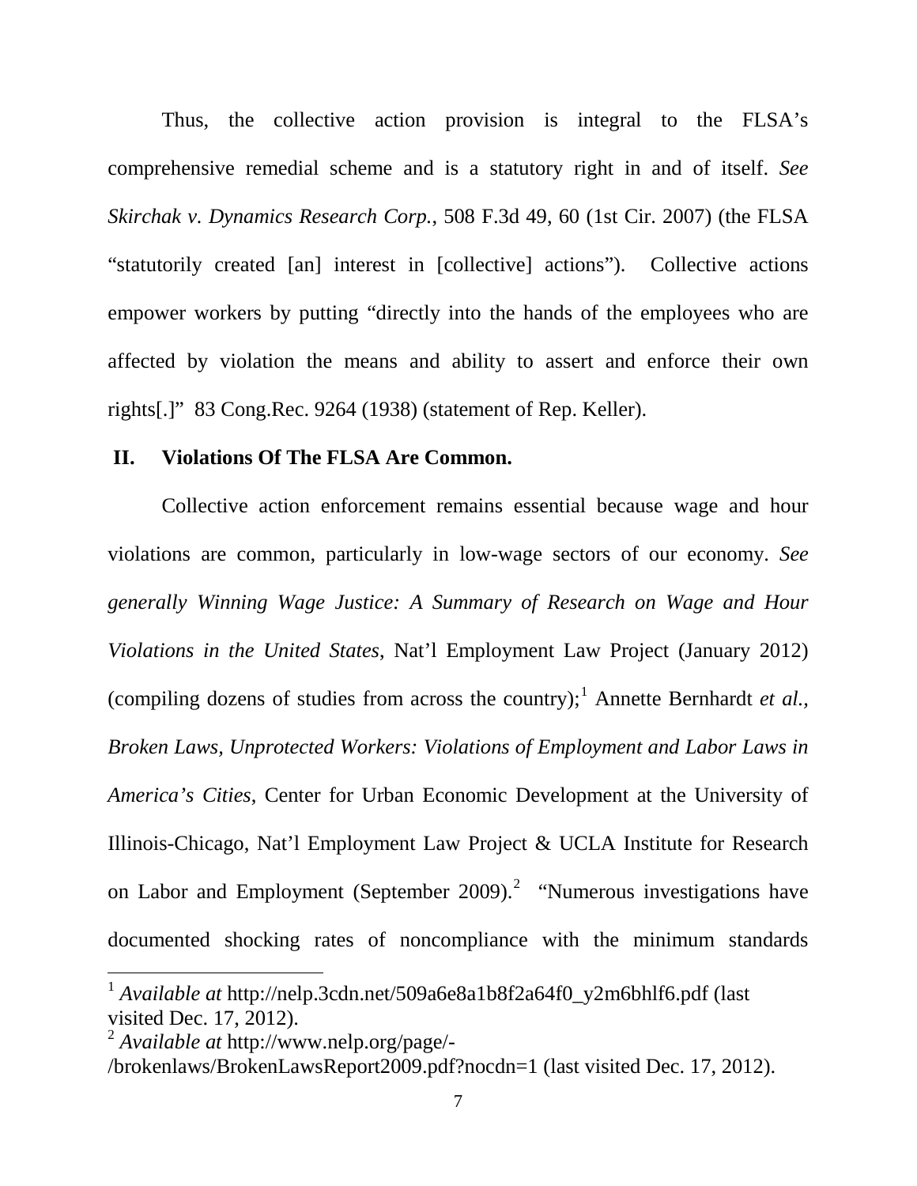Thus, the collective action provision is integral to the FLSA's comprehensive remedial scheme and is a statutory right in and of itself. *See Skirchak v. Dynamics Research Corp.*, 508 F.3d 49, 60 (1st Cir. 2007) (the FLSA "statutorily created [an] interest in [collective] actions"). Collective actions empower workers by putting "directly into the hands of the employees who are affected by violation the means and ability to assert and enforce their own rights[.]" 83 Cong.Rec. 9264 (1938) (statement of Rep. Keller).

## II. Violations Of The FLSA Are Common.

Collective action enforcement remains essential because wage and hour violations are common, particularly in low-wage sectors of our economy. *See generally Winning Wage Justice: A Summary of Research on Wage and Hour Violations in the United States*, Nat'l Employment Law Project (January 2012) (compiling dozens of studies from across the country);[1] Annette Bernhardt *et al.*, *Broken Laws, Unprotected Workers: Violations of Employment and Labor Laws in America's Cities*, Center for Urban Economic Development at the University of Illinois-Chicago, Nat'l Employment Law Project & UCLA Institute for Research on Labor and Employment (September 2009).[2] "Numerous investigations have documented shocking rates of noncompliance with the minimum standards

---

[1] *Available at* http://nelp.3cdn.net/509a6e8a1b8f2a64f0_y2m6bhlf6.pdf (last visited Dec. 17, 2012).

[2] *Available at* http://www.nelp.org/page/-/brokenlaws/BrokenLawsReport2009.pdf?nocdn=1 (last visited Dec. 17, 2012).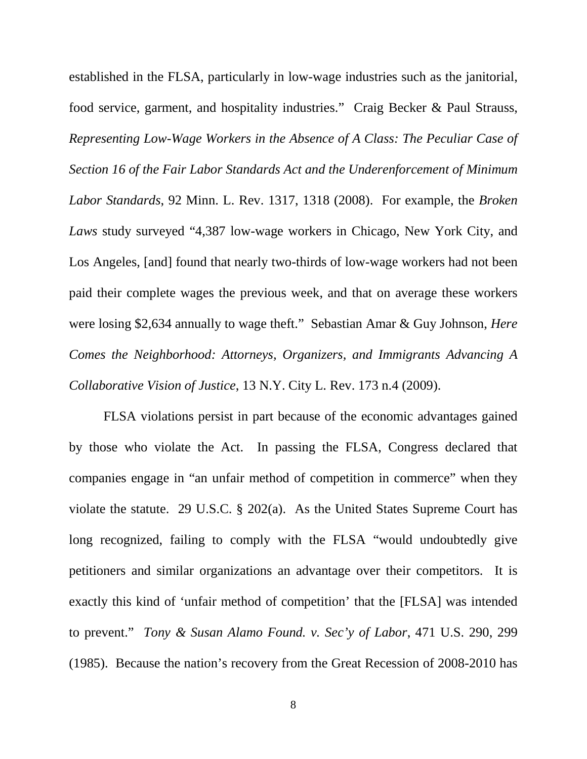established in the FLSA, particularly in low-wage industries such as the janitorial, food service, garment, and hospitality industries." Craig Becker & Paul Strauss, *Representing Low-Wage Workers in the Absence of A Class: The Peculiar Case of Section 16 of the Fair Labor Standards Act and the Underenforcement of Minimum Labor Standards*, 92 Minn. L. Rev. 1317, 1318 (2008). For example, the *Broken Laws* study surveyed "4,387 low-wage workers in Chicago, New York City, and Los Angeles, [and] found that nearly two-thirds of low-wage workers had not been paid their complete wages the previous week, and that on average these workers were losing $2,634 annually to wage theft." Sebastian Amar & Guy Johnson, *Here Comes the Neighborhood: Attorneys, Organizers, and Immigrants Advancing A Collaborative Vision of Justice*, 13 N.Y. City L. Rev. 173 n.4 (2009).

FLSA violations persist in part because of the economic advantages gained by those who violate the Act. In passing the FLSA, Congress declared that companies engage in "an unfair method of competition in commerce" when they violate the statute. 29 U.S.C. § 202(a). As the United States Supreme Court has long recognized, failing to comply with the FLSA "would undoubtedly give petitioners and similar organizations an advantage over their competitors. It is exactly this kind of 'unfair method of competition' that the [FLSA] was intended to prevent." *Tony & Susan Alamo Found. v. Sec'y of Labor*, 471 U.S. 290, 299 (1985). Because the nation's recovery from the Great Recession of 2008-2010 has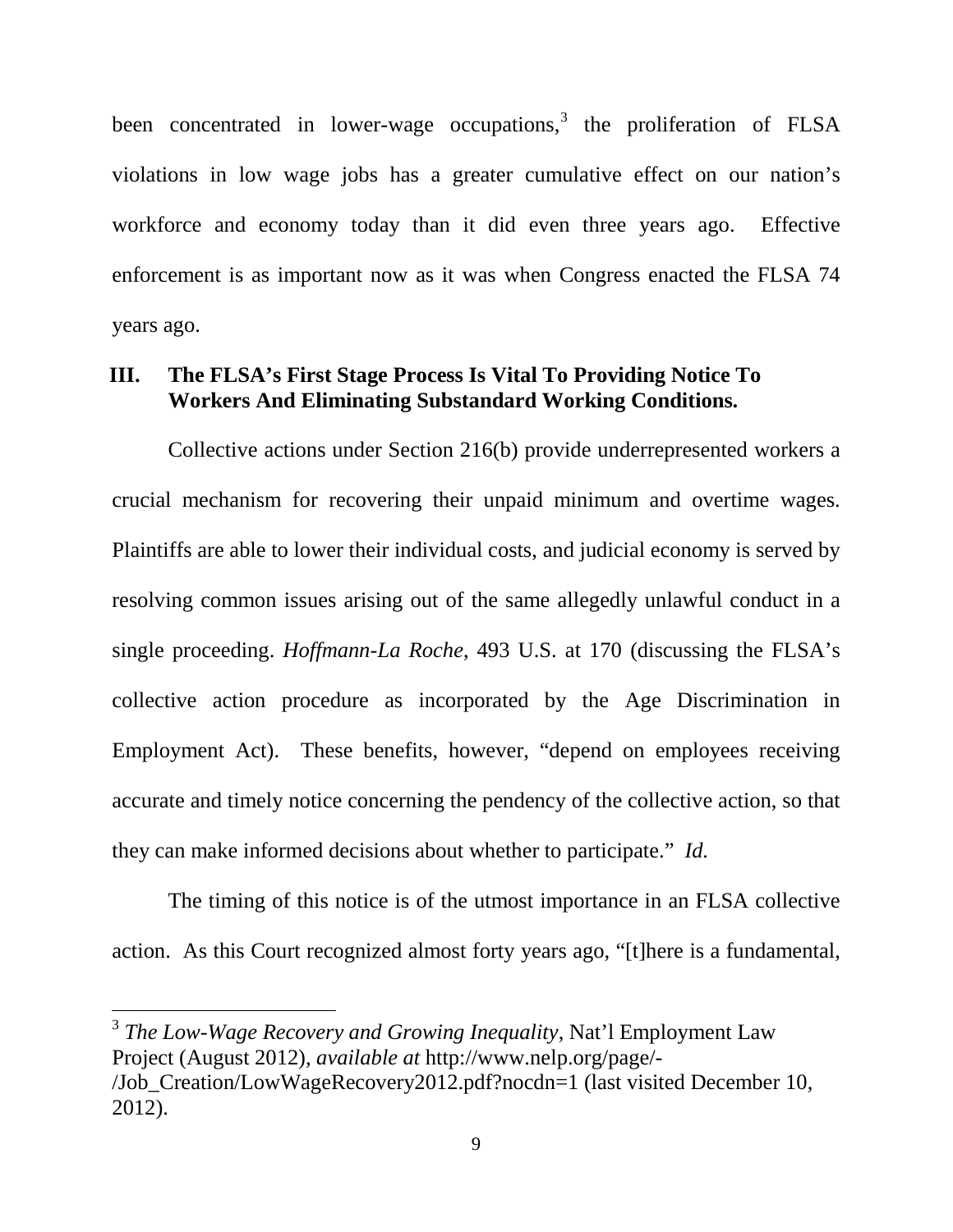been concentrated in lower-wage occupations,[3] the proliferation of FLSA violations in low wage jobs has a greater cumulative effect on our nation's workforce and economy today than it did even three years ago. Effective enforcement is as important now as it was when Congress enacted the FLSA 74 years ago.

## III. The FLSA's First Stage Process Is Vital To Providing Notice To Workers And Eliminating Substandard Working Conditions.

Collective actions under Section 216(b) provide underrepresented workers a crucial mechanism for recovering their unpaid minimum and overtime wages. Plaintiffs are able to lower their individual costs, and judicial economy is served by resolving common issues arising out of the same allegedly unlawful conduct in a single proceeding. *Hoffmann-La Roche*, 493 U.S. at 170 (discussing the FLSA's collective action procedure as incorporated by the Age Discrimination in Employment Act). These benefits, however, "depend on employees receiving accurate and timely notice concerning the pendency of the collective action, so that they can make informed decisions about whether to participate." *Id.*

The timing of this notice is of the utmost importance in an FLSA collective action. As this Court recognized almost forty years ago, "[t]here is a fundamental,

---

[3] *The Low-Wage Recovery and Growing Inequality*, Nat'l Employment Law Project (August 2012), *available at* http://www.nelp.org/page/-/Job_Creation/LowWageRecovery2012.pdf?nocdn=1 (last visited December 10, 2012).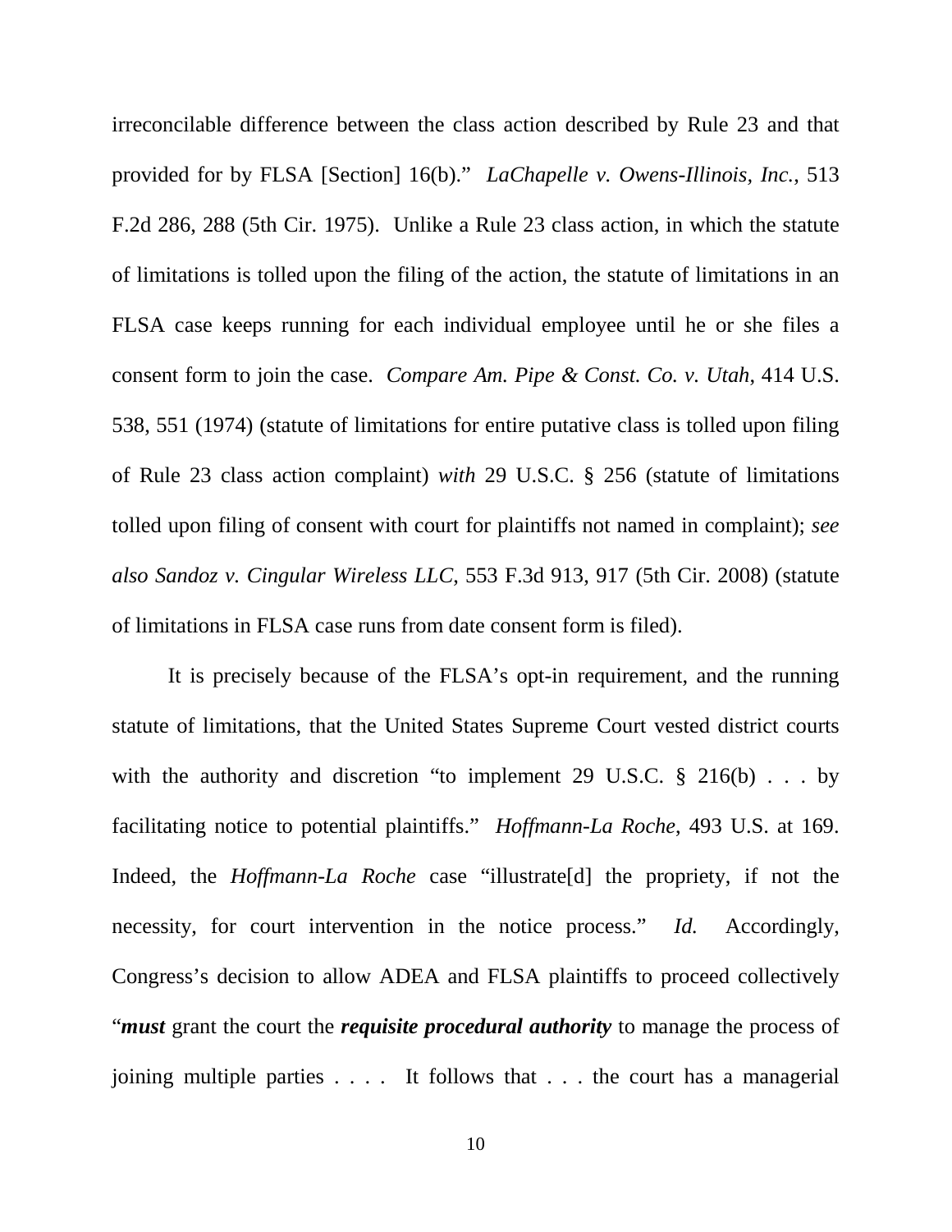irreconcilable difference between the class action described by Rule 23 and that provided for by FLSA [Section] 16(b)." *LaChapelle v. Owens-Illinois, Inc.*, 513 F.2d 286, 288 (5th Cir. 1975). Unlike a Rule 23 class action, in which the statute of limitations is tolled upon the filing of the action, the statute of limitations in an FLSA case keeps running for each individual employee until he or she files a consent form to join the case. *Compare Am. Pipe & Const. Co. v. Utah*, 414 U.S. 538, 551 (1974) (statute of limitations for entire putative class is tolled upon filing of Rule 23 class action complaint) *with* 29 U.S.C. § 256 (statute of limitations tolled upon filing of consent with court for plaintiffs not named in complaint); *see also Sandoz v. Cingular Wireless LLC*, 553 F.3d 913, 917 (5th Cir. 2008) (statute of limitations in FLSA case runs from date consent form is filed).

It is precisely because of the FLSA's opt-in requirement, and the running statute of limitations, that the United States Supreme Court vested district courts with the authority and discretion "to implement 29 U.S.C. § 216(b) . . . by facilitating notice to potential plaintiffs." *Hoffmann-La Roche*, 493 U.S. at 169. Indeed, the *Hoffmann-La Roche* case "illustrate[d] the propriety, if not the necessity, for court intervention in the notice process." *Id.* Accordingly, Congress's decision to allow ADEA and FLSA plaintiffs to proceed collectively "***must*** grant the court the ***requisite procedural authority*** to manage the process of joining multiple parties . . . . It follows that . . . the court has a managerial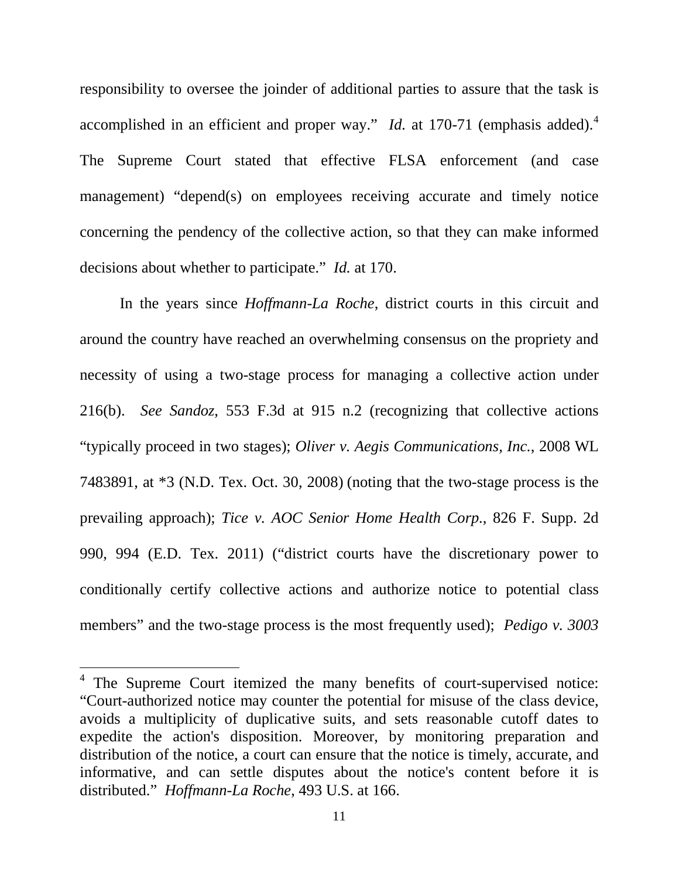responsibility to oversee the joinder of additional parties to assure that the task is accomplished in an efficient and proper way." *Id.* at 170-71 (emphasis added).[4] The Supreme Court stated that effective FLSA enforcement (and case management) "depend(s) on employees receiving accurate and timely notice concerning the pendency of the collective action, so that they can make informed decisions about whether to participate." *Id.* at 170.

In the years since *Hoffmann-La Roche*, district courts in this circuit and around the country have reached an overwhelming consensus on the propriety and necessity of using a two-stage process for managing a collective action under 216(b). *See Sandoz*, 553 F.3d at 915 n.2 (recognizing that collective actions "typically proceed in two stages); *Oliver v. Aegis Communications, Inc.*, 2008 WL 7483891, at *3 (N.D. Tex. Oct. 30, 2008) (noting that the two-stage process is the prevailing approach); *Tice v. AOC Senior Home Health Corp.*, 826 F. Supp. 2d 990, 994 (E.D. Tex. 2011) ("district courts have the discretionary power to conditionally certify collective actions and authorize notice to potential class members" and the two-stage process is the most frequently used); *Pedigo v. 3003*

---

[4] The Supreme Court itemized the many benefits of court-supervised notice: "Court-authorized notice may counter the potential for misuse of the class device, avoids a multiplicity of duplicative suits, and sets reasonable cutoff dates to expedite the action's disposition. Moreover, by monitoring preparation and distribution of the notice, a court can ensure that the notice is timely, accurate, and informative, and can settle disputes about the notice's content before it is distributed." *Hoffmann-La Roche*, 493 U.S. at 166.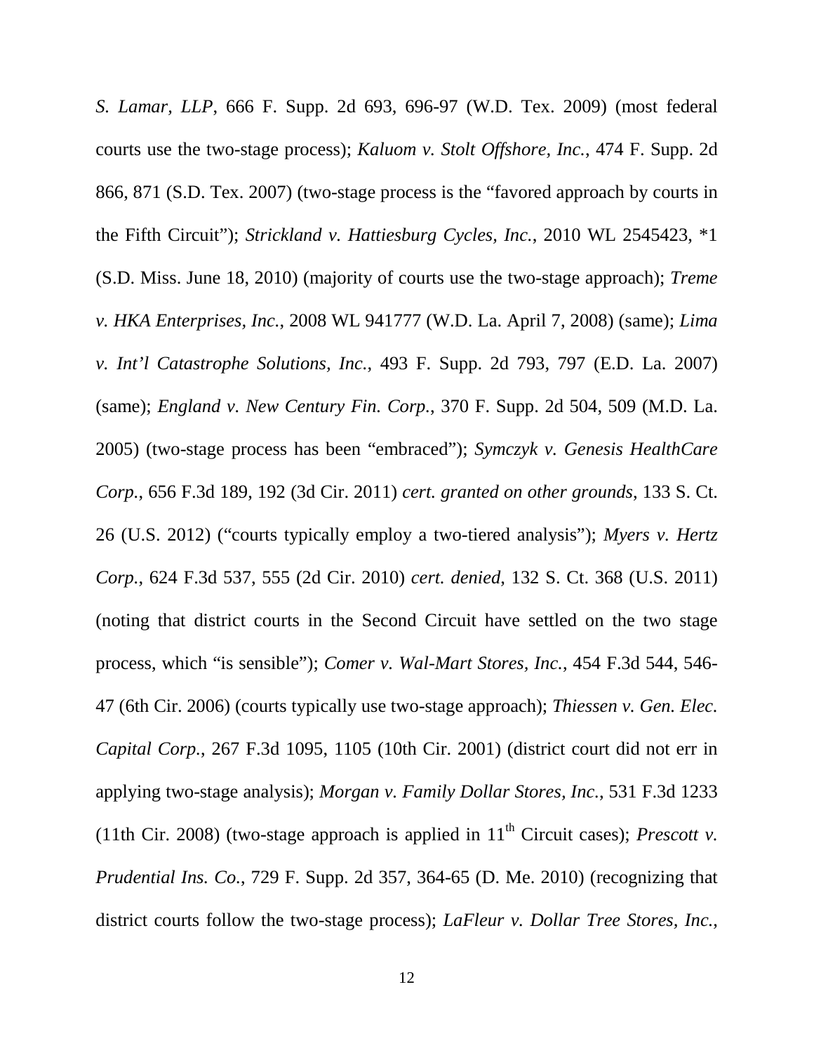*S. Lamar, LLP*, 666 F. Supp. 2d 693, 696-97 (W.D. Tex. 2009) (most federal courts use the two-stage process); *Kaluom v. Stolt Offshore, Inc.*, 474 F. Supp. 2d 866, 871 (S.D. Tex. 2007) (two-stage process is the "favored approach by courts in the Fifth Circuit"); *Strickland v. Hattiesburg Cycles, Inc.*, 2010 WL 2545423, *1 (S.D. Miss. June 18, 2010) (majority of courts use the two-stage approach); *Treme v. HKA Enterprises, Inc.*, 2008 WL 941777 (W.D. La. April 7, 2008) (same); *Lima v. Int'l Catastrophe Solutions, Inc.*, 493 F. Supp. 2d 793, 797 (E.D. La. 2007) (same); *England v. New Century Fin. Corp.*, 370 F. Supp. 2d 504, 509 (M.D. La. 2005) (two-stage process has been "embraced"); *Symczyk v. Genesis HealthCare Corp.*, 656 F.3d 189, 192 (3d Cir. 2011) *cert. granted on other grounds*, 133 S. Ct. 26 (U.S. 2012) ("courts typically employ a two-tiered analysis"); *Myers v. Hertz Corp.*, 624 F.3d 537, 555 (2d Cir. 2010) *cert. denied*, 132 S. Ct. 368 (U.S. 2011) (noting that district courts in the Second Circuit have settled on the two stage process, which "is sensible"); *Comer v. Wal-Mart Stores, Inc.*, 454 F.3d 544, 546-47 (6th Cir. 2006) (courts typically use two-stage approach); *Thiessen v. Gen. Elec. Capital Corp.*, 267 F.3d 1095, 1105 (10th Cir. 2001) (district court did not err in applying two-stage analysis); *Morgan v. Family Dollar Stores, Inc.*, 531 F.3d 1233 (11th Cir. 2008) (two-stage approach is applied in 11th Circuit cases); *Prescott v. Prudential Ins. Co.*, 729 F. Supp. 2d 357, 364-65 (D. Me. 2010) (recognizing that district courts follow the two-stage process); *LaFleur v. Dollar Tree Stores, Inc.*,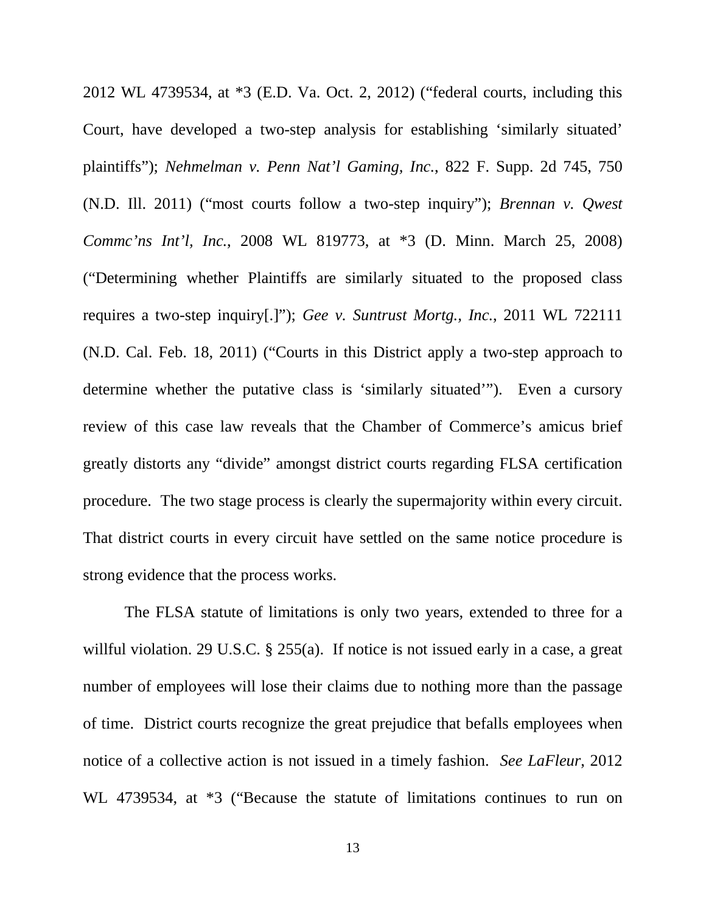2012 WL 4739534, at *3 (E.D. Va. Oct. 2, 2012) ("federal courts, including this Court, have developed a two-step analysis for establishing 'similarly situated' plaintiffs"); *Nehmelman v. Penn Nat'l Gaming, Inc.*, 822 F. Supp. 2d 745, 750 (N.D. Ill. 2011) ("most courts follow a two-step inquiry"); *Brennan v. Qwest Commc'ns Int'l, Inc.*, 2008 WL 819773, at *3 (D. Minn. March 25, 2008) ("Determining whether Plaintiffs are similarly situated to the proposed class requires a two-step inquiry[.]"); *Gee v. Suntrust Mortg., Inc.*, 2011 WL 722111 (N.D. Cal. Feb. 18, 2011) ("Courts in this District apply a two-step approach to determine whether the putative class is 'similarly situated'"). Even a cursory review of this case law reveals that the Chamber of Commerce's amicus brief greatly distorts any "divide" amongst district courts regarding FLSA certification procedure. The two stage process is clearly the supermajority within every circuit. That district courts in every circuit have settled on the same notice procedure is strong evidence that the process works.

The FLSA statute of limitations is only two years, extended to three for a willful violation. 29 U.S.C. § 255(a). If notice is not issued early in a case, a great number of employees will lose their claims due to nothing more than the passage of time. District courts recognize the great prejudice that befalls employees when notice of a collective action is not issued in a timely fashion. *See LaFleur*, 2012 WL 4739534, at *3 ("Because the statute of limitations continues to run on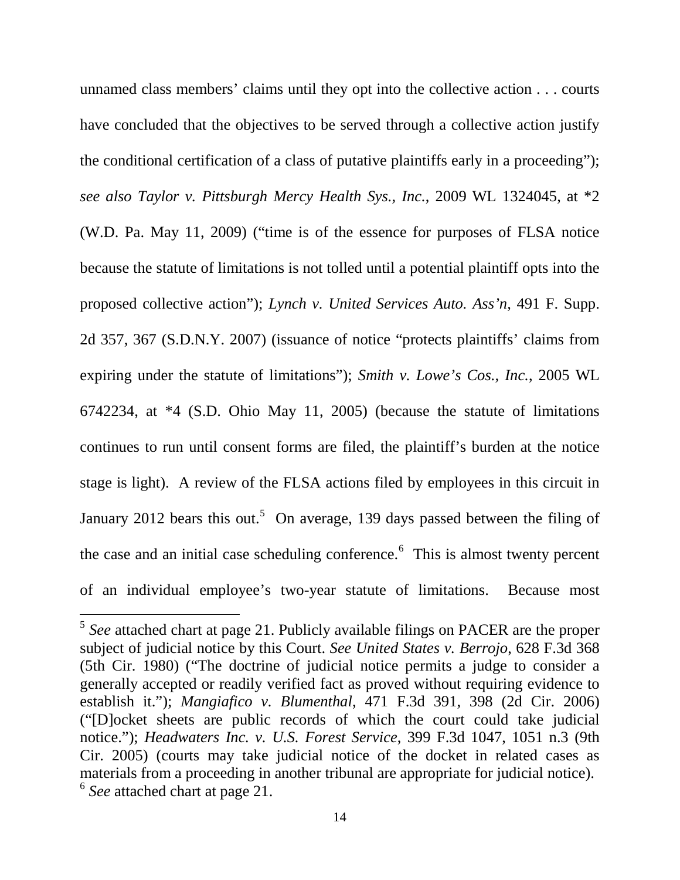unnamed class members' claims until they opt into the collective action . . . courts have concluded that the objectives to be served through a collective action justify the conditional certification of a class of putative plaintiffs early in a proceeding"); *see also Taylor v. Pittsburgh Mercy Health Sys., Inc.*, 2009 WL 1324045, at *2 (W.D. Pa. May 11, 2009) ("time is of the essence for purposes of FLSA notice because the statute of limitations is not tolled until a potential plaintiff opts into the proposed collective action"); *Lynch v. United Services Auto. Ass'n*, 491 F. Supp. 2d 357, 367 (S.D.N.Y. 2007) (issuance of notice "protects plaintiffs' claims from expiring under the statute of limitations"); *Smith v. Lowe's Cos., Inc.*, 2005 WL 6742234, at *4 (S.D. Ohio May 11, 2005) (because the statute of limitations continues to run until consent forms are filed, the plaintiff's burden at the notice stage is light). A review of the FLSA actions filed by employees in this circuit in January 2012 bears this out.[5] On average, 139 days passed between the filing of the case and an initial case scheduling conference.[6] This is almost twenty percent of an individual employee's two-year statute of limitations. Because most

[5] *See* attached chart at page 21. Publicly available filings on PACER are the proper subject of judicial notice by this Court. *See United States v. Berrojo*, 628 F.3d 368 (5th Cir. 1980) ("The doctrine of judicial notice permits a judge to consider a generally accepted or readily verified fact as proved without requiring evidence to establish it."); *Mangiafico v. Blumenthal*, 471 F.3d 391, 398 (2d Cir. 2006) ("[D]ocket sheets are public records of which the court could take judicial notice."); *Headwaters Inc. v. U.S. Forest Service*, 399 F.3d 1047, 1051 n.3 (9th Cir. 2005) (courts may take judicial notice of the docket in related cases as materials from a proceeding in another tribunal are appropriate for judicial notice).

[6] *See* attached chart at page 21.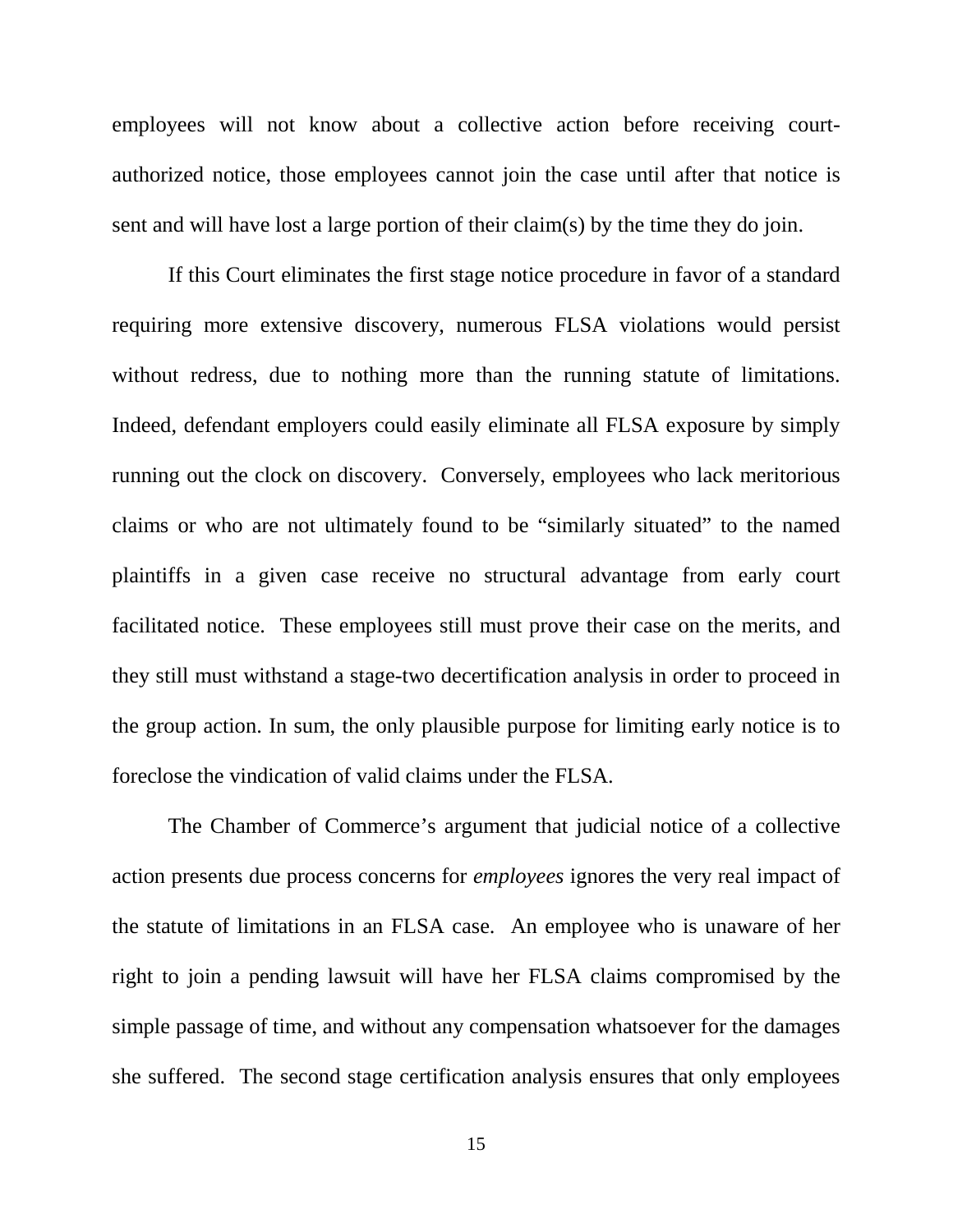employees will not know about a collective action before receiving court-authorized notice, those employees cannot join the case until after that notice is sent and will have lost a large portion of their claim(s) by the time they do join.

If this Court eliminates the first stage notice procedure in favor of a standard requiring more extensive discovery, numerous FLSA violations would persist without redress, due to nothing more than the running statute of limitations. Indeed, defendant employers could easily eliminate all FLSA exposure by simply running out the clock on discovery. Conversely, employees who lack meritorious claims or who are not ultimately found to be "similarly situated" to the named plaintiffs in a given case receive no structural advantage from early court facilitated notice. These employees still must prove their case on the merits, and they still must withstand a stage-two decertification analysis in order to proceed in the group action. In sum, the only plausible purpose for limiting early notice is to foreclose the vindication of valid claims under the FLSA.

The Chamber of Commerce's argument that judicial notice of a collective action presents due process concerns for *employees* ignores the very real impact of the statute of limitations in an FLSA case. An employee who is unaware of her right to join a pending lawsuit will have her FLSA claims compromised by the simple passage of time, and without any compensation whatsoever for the damages she suffered. The second stage certification analysis ensures that only employees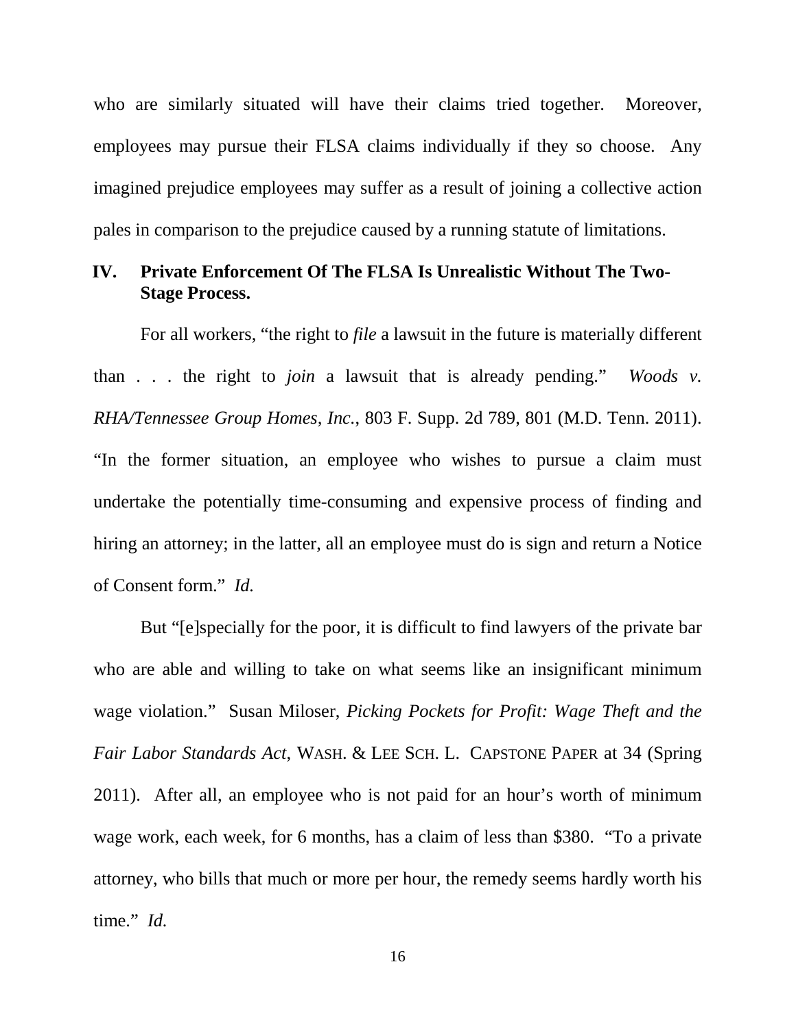who are similarly situated will have their claims tried together. Moreover, employees may pursue their FLSA claims individually if they so choose. Any imagined prejudice employees may suffer as a result of joining a collective action pales in comparison to the prejudice caused by a running statute of limitations.

## IV. Private Enforcement Of The FLSA Is Unrealistic Without The Two-Stage Process.

For all workers, "the right to *file* a lawsuit in the future is materially different than . . . the right to *join* a lawsuit that is already pending." *Woods v. RHA/Tennessee Group Homes, Inc.*, 803 F. Supp. 2d 789, 801 (M.D. Tenn. 2011). "In the former situation, an employee who wishes to pursue a claim must undertake the potentially time-consuming and expensive process of finding and hiring an attorney; in the latter, all an employee must do is sign and return a Notice of Consent form." *Id.*

But "[e]specially for the poor, it is difficult to find lawyers of the private bar who are able and willing to take on what seems like an insignificant minimum wage violation." Susan Miloser, *Picking Pockets for Profit: Wage Theft and the Fair Labor Standards Act*, WASH. & LEE SCH. L. CAPSTONE PAPER at 34 (Spring 2011). After all, an employee who is not paid for an hour's worth of minimum wage work, each week, for 6 months, has a claim of less than $380. "To a private attorney, who bills that much or more per hour, the remedy seems hardly worth his time." *Id.*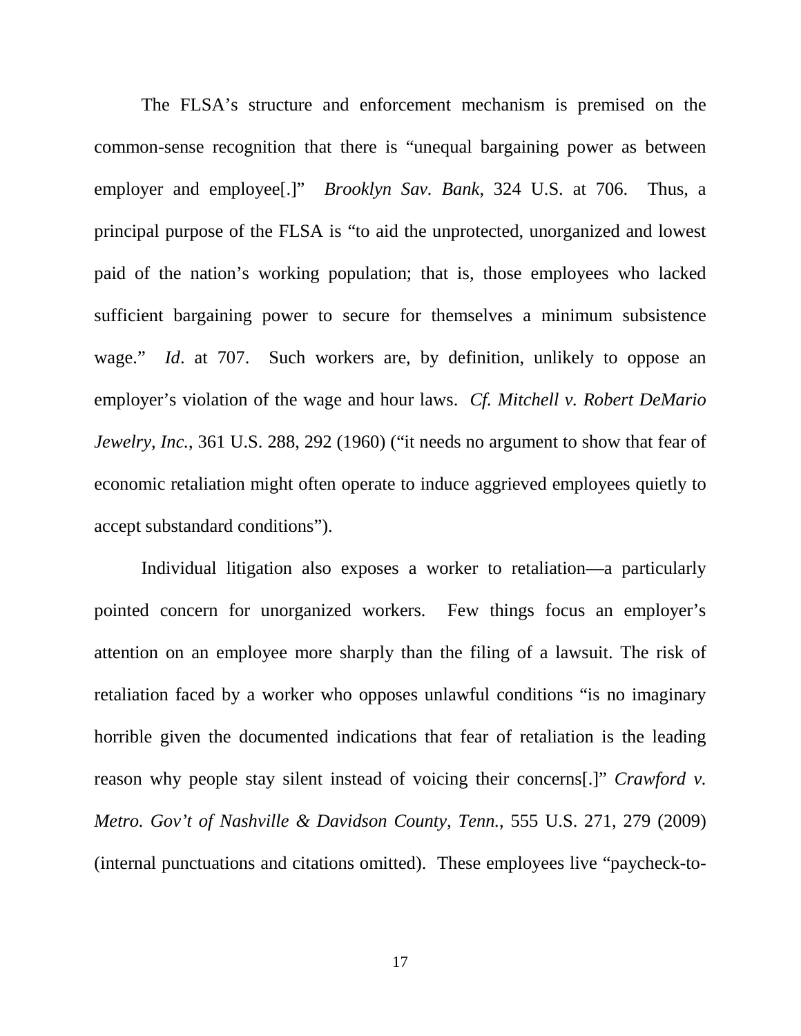The FLSA's structure and enforcement mechanism is premised on the common-sense recognition that there is "unequal bargaining power as between employer and employee[.]" *Brooklyn Sav. Bank*, 324 U.S. at 706. Thus, a principal purpose of the FLSA is "to aid the unprotected, unorganized and lowest paid of the nation's working population; that is, those employees who lacked sufficient bargaining power to secure for themselves a minimum subsistence wage." *Id*. at 707. Such workers are, by definition, unlikely to oppose an employer's violation of the wage and hour laws. *Cf. Mitchell v. Robert DeMario Jewelry, Inc.*, 361 U.S. 288, 292 (1960) ("it needs no argument to show that fear of economic retaliation might often operate to induce aggrieved employees quietly to accept substandard conditions").

Individual litigation also exposes a worker to retaliation—a particularly pointed concern for unorganized workers. Few things focus an employer's attention on an employee more sharply than the filing of a lawsuit. The risk of retaliation faced by a worker who opposes unlawful conditions "is no imaginary horrible given the documented indications that fear of retaliation is the leading reason why people stay silent instead of voicing their concerns[.]" *Crawford v. Metro. Gov't of Nashville & Davidson County, Tenn.*, 555 U.S. 271, 279 (2009) (internal punctuations and citations omitted). These employees live "paycheck-to-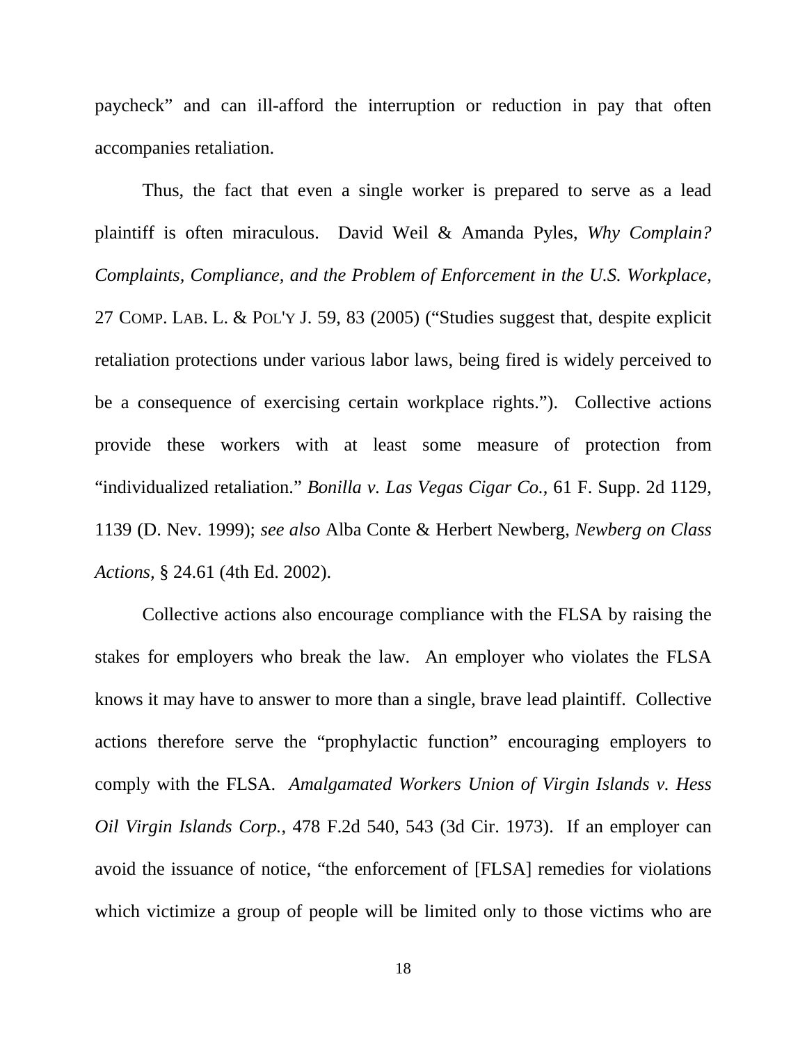paycheck" and can ill-afford the interruption or reduction in pay that often accompanies retaliation.

Thus, the fact that even a single worker is prepared to serve as a lead plaintiff is often miraculous. David Weil & Amanda Pyles, *Why Complain? Complaints, Compliance, and the Problem of Enforcement in the U.S. Workplace*, 27 COMP. LAB. L. & POL'Y J. 59, 83 (2005) ("Studies suggest that, despite explicit retaliation protections under various labor laws, being fired is widely perceived to be a consequence of exercising certain workplace rights."). Collective actions provide these workers with at least some measure of protection from "individualized retaliation." *Bonilla v. Las Vegas Cigar Co.*, 61 F. Supp. 2d 1129, 1139 (D. Nev. 1999); *see also* Alba Conte & Herbert Newberg, *Newberg on Class Actions,* § 24.61 (4th Ed. 2002).

Collective actions also encourage compliance with the FLSA by raising the stakes for employers who break the law. An employer who violates the FLSA knows it may have to answer to more than a single, brave lead plaintiff. Collective actions therefore serve the "prophylactic function" encouraging employers to comply with the FLSA. *Amalgamated Workers Union of Virgin Islands v. Hess Oil Virgin Islands Corp.*, 478 F.2d 540, 543 (3d Cir. 1973). If an employer can avoid the issuance of notice, "the enforcement of [FLSA] remedies for violations which victimize a group of people will be limited only to those victims who are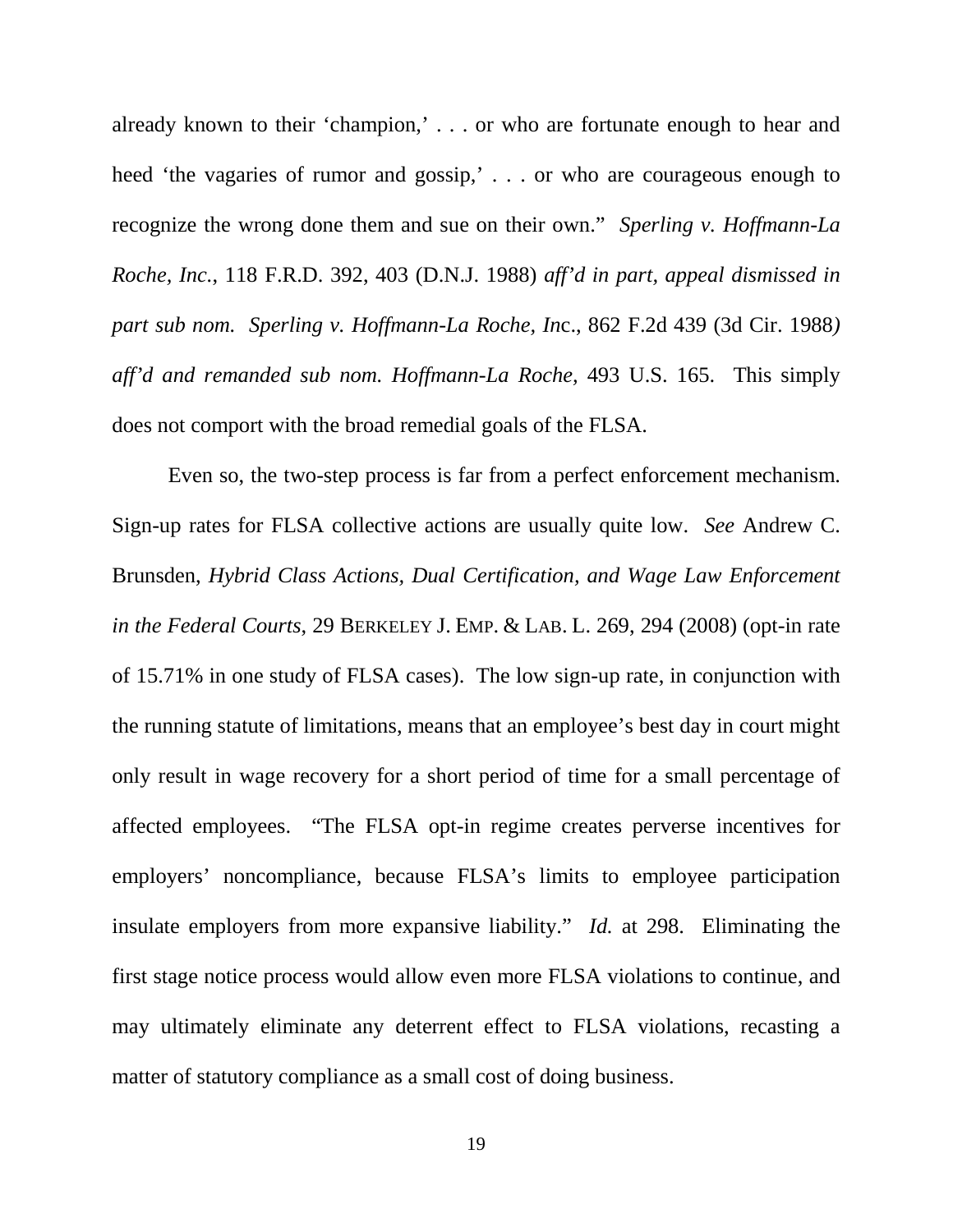already known to their 'champion,' . . . or who are fortunate enough to hear and heed 'the vagaries of rumor and gossip,' . . . or who are courageous enough to recognize the wrong done them and sue on their own." *Sperling v. Hoffmann-La Roche, Inc.*, 118 F.R.D. 392, 403 (D.N.J. 1988) *aff'd in part, appeal dismissed in part sub nom. Sperling v. Hoffmann-La Roche, Inc*., 862 F.2d 439 (3d Cir. 1988*) aff'd and remanded sub nom. Hoffmann-La Roche,* 493 U.S. 165. This simply does not comport with the broad remedial goals of the FLSA.

Even so, the two-step process is far from a perfect enforcement mechanism. Sign-up rates for FLSA collective actions are usually quite low. *See* Andrew C. Brunsden, *Hybrid Class Actions, Dual Certification, and Wage Law Enforcement in the Federal Courts*, 29 BERKELEY J. EMP. & LAB. L. 269, 294 (2008) (opt-in rate of 15.71% in one study of FLSA cases). The low sign-up rate, in conjunction with the running statute of limitations, means that an employee's best day in court might only result in wage recovery for a short period of time for a small percentage of affected employees. "The FLSA opt-in regime creates perverse incentives for employers' noncompliance, because FLSA's limits to employee participation insulate employers from more expansive liability." *Id.* at 298. Eliminating the first stage notice process would allow even more FLSA violations to continue, and may ultimately eliminate any deterrent effect to FLSA violations, recasting a matter of statutory compliance as a small cost of doing business.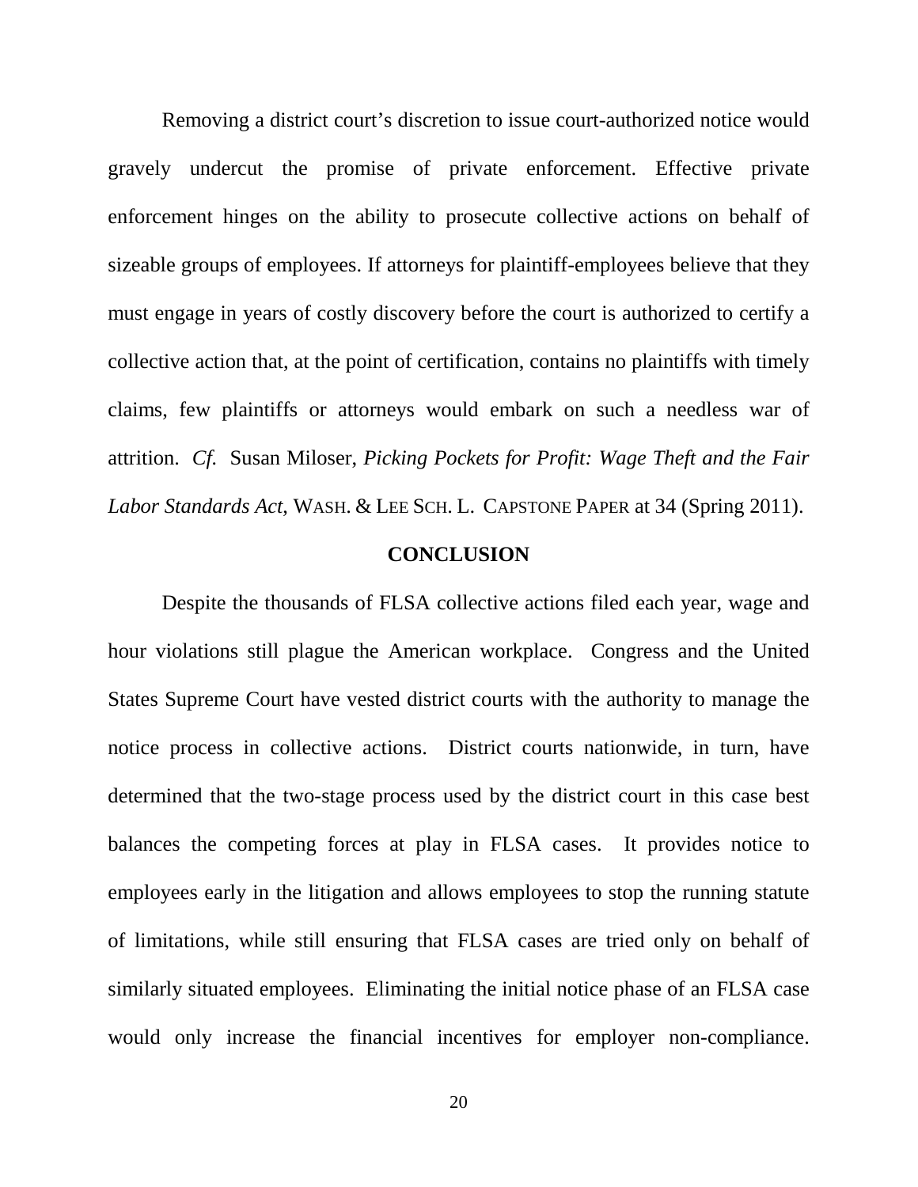Removing a district court's discretion to issue court-authorized notice would gravely undercut the promise of private enforcement. Effective private enforcement hinges on the ability to prosecute collective actions on behalf of sizeable groups of employees. If attorneys for plaintiff-employees believe that they must engage in years of costly discovery before the court is authorized to certify a collective action that, at the point of certification, contains no plaintiffs with timely claims, few plaintiffs or attorneys would embark on such a needless war of attrition. *Cf.* Susan Miloser, *Picking Pockets for Profit: Wage Theft and the Fair Labor Standards Act*, WASH. & LEE SCH. L. CAPSTONE PAPER at 34 (Spring 2011).

## CONCLUSION

Despite the thousands of FLSA collective actions filed each year, wage and hour violations still plague the American workplace. Congress and the United States Supreme Court have vested district courts with the authority to manage the notice process in collective actions. District courts nationwide, in turn, have determined that the two-stage process used by the district court in this case best balances the competing forces at play in FLSA cases. It provides notice to employees early in the litigation and allows employees to stop the running statute of limitations, while still ensuring that FLSA cases are tried only on behalf of similarly situated employees. Eliminating the initial notice phase of an FLSA case would only increase the financial incentives for employer non-compliance.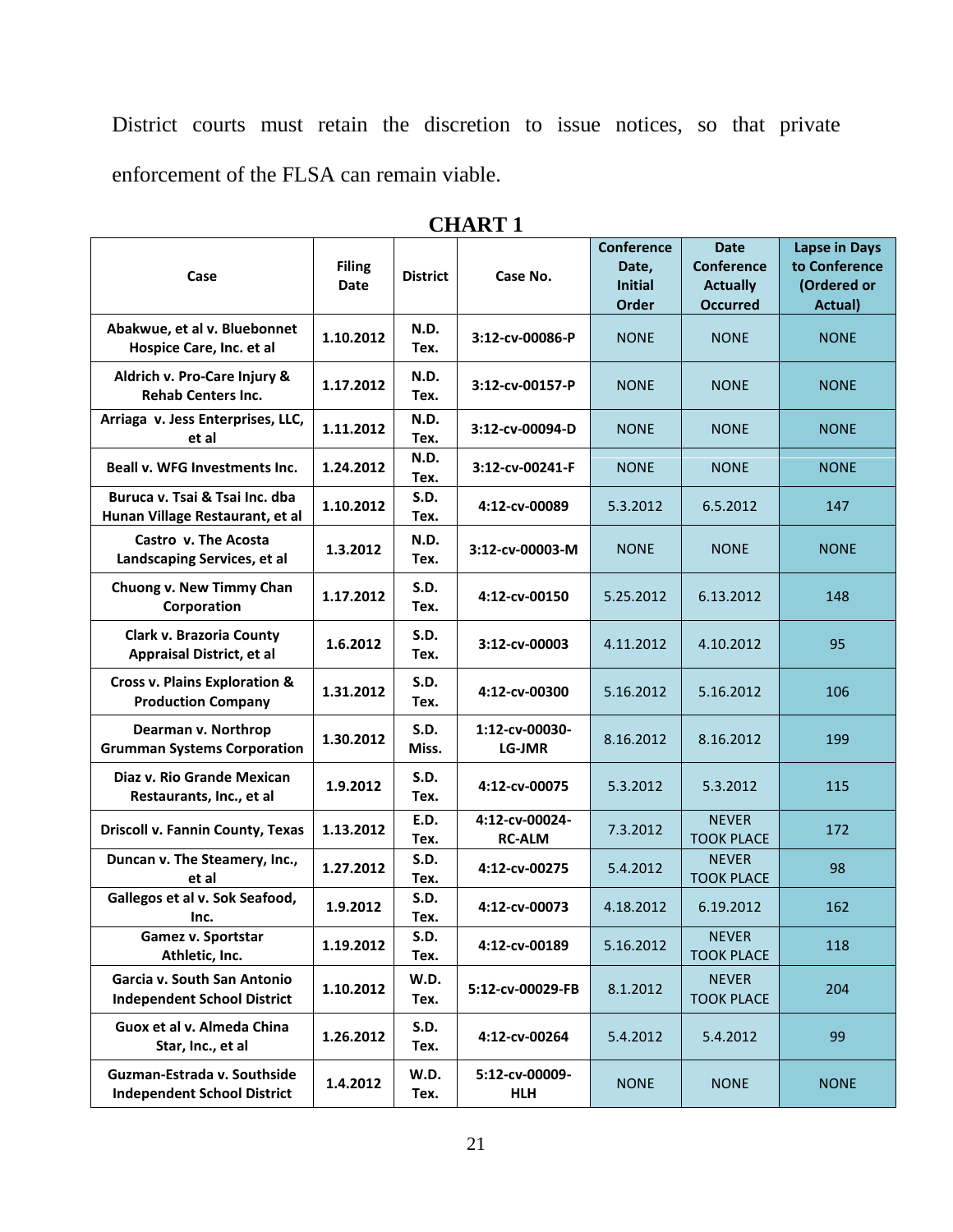District courts must retain the discretion to issue notices, so that private enforcement of the FLSA can remain viable.

**CHART 1**

| Case | Filing Date | District | Case No. | Conference Date, Initial Order | Date Conference Actually Occurred | Lapse in Days to Conference (Ordered or Actual) |
|---|---|---|---|---|---|---|
| Abakwue, et al v. Bluebonnet Hospice Care, Inc. et al | 1.10.2012 | N.D. Tex. | 3:12-cv-00086-P | NONE | NONE | NONE |
| Aldrich v. Pro-Care Injury & Rehab Centers Inc. | 1.17.2012 | N.D. Tex. | 3:12-cv-00157-P | NONE | NONE | NONE |
| Arriaga v. Jess Enterprises, LLC, et al | 1.11.2012 | N.D. Tex. | 3:12-cv-00094-D | NONE | NONE | NONE |
| Beall v. WFG Investments Inc. | 1.24.2012 | N.D. Tex. | 3:12-cv-00241-F | NONE | NONE | NONE |
| Buruca v. Tsai & Tsai Inc. dba Hunan Village Restaurant, et al | 1.10.2012 | S.D. Tex. | 4:12-cv-00089 | 5.3.2012 | 6.5.2012 | 147 |
| Castro v. The Acosta Landscaping Services, et al | 1.3.2012 | N.D. Tex. | 3:12-cv-00003-M | NONE | NONE | NONE |
| Chuong v. New Timmy Chan Corporation | 1.17.2012 | S.D. Tex. | 4:12-cv-00150 | 5.25.2012 | 6.13.2012 | 148 |
| Clark v. Brazoria County Appraisal District, et al | 1.6.2012 | S.D. Tex. | 3:12-cv-00003 | 4.11.2012 | 4.10.2012 | 95 |
| Cross v. Plains Exploration & Production Company | 1.31.2012 | S.D. Tex. | 4:12-cv-00300 | 5.16.2012 | 5.16.2012 | 106 |
| Dearman v. Northrop Grumman Systems Corporation | 1.30.2012 | S.D. Miss. | 1:12-cv-00030-LG-JMR | 8.16.2012 | 8.16.2012 | 199 |
| Diaz v. Rio Grande Mexican Restaurants, Inc., et al | 1.9.2012 | S.D. Tex. | 4:12-cv-00075 | 5.3.2012 | 5.3.2012 | 115 |
| Driscoll v. Fannin County, Texas | 1.13.2012 | E.D. Tex. | 4:12-cv-00024-RC-ALM | 7.3.2012 | NEVER TOOK PLACE | 172 |
| Duncan v. The Steamery, Inc., et al | 1.27.2012 | S.D. Tex. | 4:12-cv-00275 | 5.4.2012 | NEVER TOOK PLACE | 98 |
| Gallegos et al v. Sok Seafood, Inc. | 1.9.2012 | S.D. Tex. | 4:12-cv-00073 | 4.18.2012 | 6.19.2012 | 162 |
| Gamez v. Sportstar Athletic, Inc. | 1.19.2012 | S.D. Tex. | 4:12-cv-00189 | 5.16.2012 | NEVER TOOK PLACE | 118 |
| Garcia v. South San Antonio Independent School District | 1.10.2012 | W.D. Tex. | 5:12-cv-00029-FB | 8.1.2012 | NEVER TOOK PLACE | 204 |
| Guox et al v. Almeda China Star, Inc., et al | 1.26.2012 | S.D. Tex. | 4:12-cv-00264 | 5.4.2012 | 5.4.2012 | 99 |
| Guzman-Estrada v. Southside Independent School District | 1.4.2012 | W.D. Tex. | 5:12-cv-00009-HLH | NONE | NONE | NONE |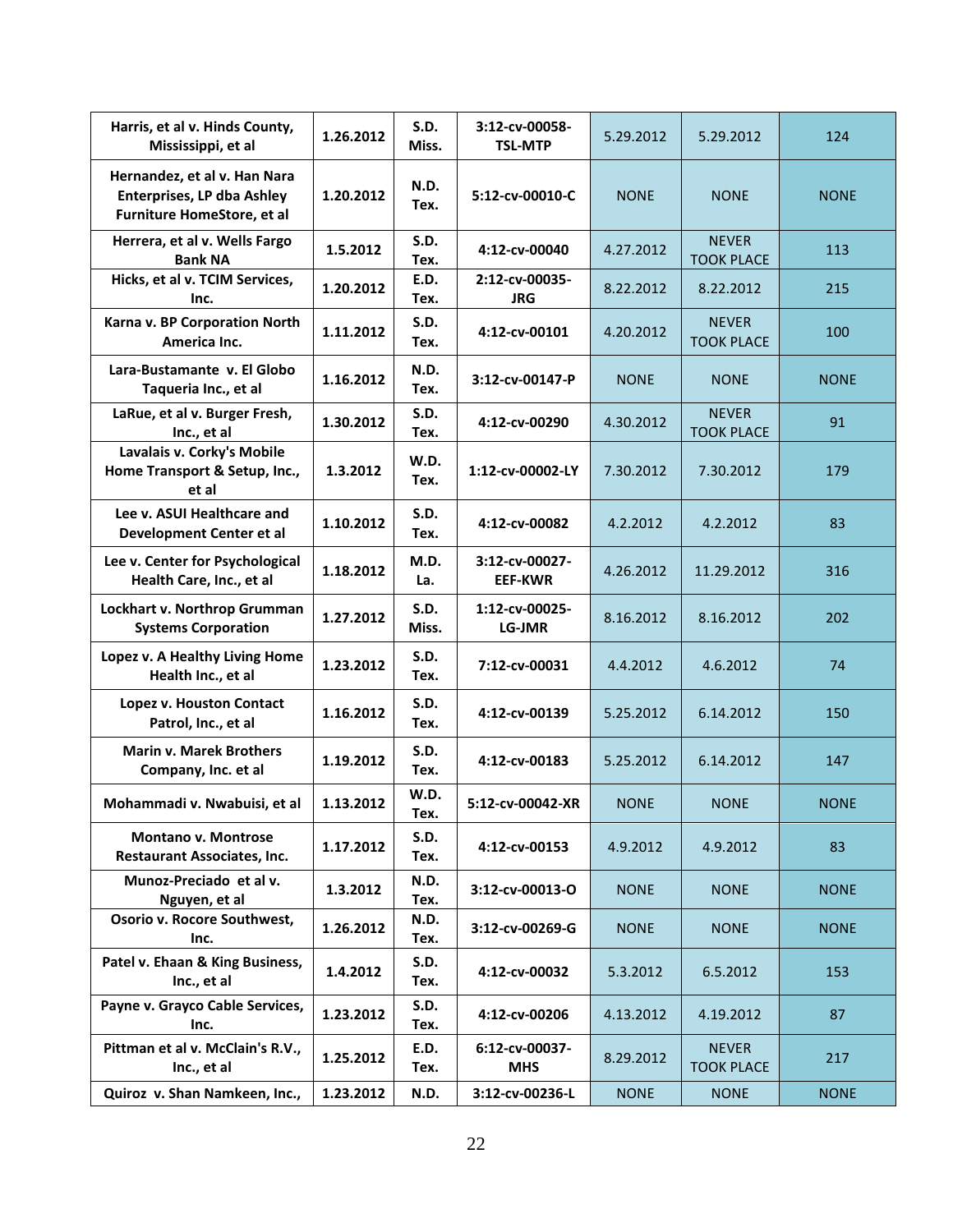| | | | | | | |
|---|---|---|---|---|---|---|
| **Harris, et al v. Hinds County, Mississippi, et al** | **1.26.2012** | **S.D. Miss.** | **3:12-cv-00058-TSL-MTP** | 5.29.2012 | 5.29.2012 | 124 |
| **Hernandez, et al v. Han Nara Enterprises, LP dba Ashley Furniture HomeStore, et al** | **1.20.2012** | **N.D. Tex.** | **5:12-cv-00010-C** | NONE | NONE | NONE |
| **Herrera, et al v. Wells Fargo Bank NA** | **1.5.2012** | **S.D. Tex.** | **4:12-cv-00040** | 4.27.2012 | NEVER TOOK PLACE | 113 |
| **Hicks, et al v. TCIM Services, Inc.** | **1.20.2012** | **E.D. Tex.** | **2:12-cv-00035-JRG** | 8.22.2012 | 8.22.2012 | 215 |
| **Karna v. BP Corporation North America Inc.** | **1.11.2012** | **S.D. Tex.** | **4:12-cv-00101** | 4.20.2012 | NEVER TOOK PLACE | 100 |
| **Lara-Bustamante v. El Globo Taqueria Inc., et al** | **1.16.2012** | **N.D. Tex.** | **3:12-cv-00147-P** | NONE | NONE | NONE |
| **LaRue, et al v. Burger Fresh, Inc., et al** | **1.30.2012** | **S.D. Tex.** | **4:12-cv-00290** | 4.30.2012 | NEVER TOOK PLACE | 91 |
| **Lavalais v. Corky's Mobile Home Transport & Setup, Inc., et al** | **1.3.2012** | **W.D. Tex.** | **1:12-cv-00002-LY** | 7.30.2012 | 7.30.2012 | 179 |
| **Lee v. ASUI Healthcare and Development Center et al** | **1.10.2012** | **S.D. Tex.** | **4:12-cv-00082** | 4.2.2012 | 4.2.2012 | 83 |
| **Lee v. Center for Psychological Health Care, Inc., et al** | **1.18.2012** | **M.D. La.** | **3:12-cv-00027-EEF-KWR** | 4.26.2012 | 11.29.2012 | 316 |
| **Lockhart v. Northrop Grumman Systems Corporation** | **1.27.2012** | **S.D. Miss.** | **1:12-cv-00025-LG-JMR** | 8.16.2012 | 8.16.2012 | 202 |
| **Lopez v. A Healthy Living Home Health Inc., et al** | **1.23.2012** | **S.D. Tex.** | **7:12-cv-00031** | 4.4.2012 | 4.6.2012 | 74 |
| **Lopez v. Houston Contact Patrol, Inc., et al** | **1.16.2012** | **S.D. Tex.** | **4:12-cv-00139** | 5.25.2012 | 6.14.2012 | 150 |
| **Marin v. Marek Brothers Company, Inc. et al** | **1.19.2012** | **S.D. Tex.** | **4:12-cv-00183** | 5.25.2012 | 6.14.2012 | 147 |
| **Mohammadi v. Nwabuisi, et al** | **1.13.2012** | **W.D. Tex.** | **5:12-cv-00042-XR** | NONE | NONE | NONE |
| **Montano v. Montrose Restaurant Associates, Inc.** | **1.17.2012** | **S.D. Tex.** | **4:12-cv-00153** | 4.9.2012 | 4.9.2012 | 83 |
| **Munoz-Preciado et al v. Nguyen, et al** | **1.3.2012** | **N.D. Tex.** | **3:12-cv-00013-O** | NONE | NONE | NONE |
| **Osorio v. Rocore Southwest, Inc.** | **1.26.2012** | **N.D. Tex.** | **3:12-cv-00269-G** | NONE | NONE | NONE |
| **Patel v. Ehaan & King Business, Inc., et al** | **1.4.2012** | **S.D. Tex.** | **4:12-cv-00032** | 5.3.2012 | 6.5.2012 | 153 |
| **Payne v. Grayco Cable Services, Inc.** | **1.23.2012** | **S.D. Tex.** | **4:12-cv-00206** | 4.13.2012 | 4.19.2012 | 87 |
| **Pittman et al v. McClain's R.V., Inc., et al** | **1.25.2012** | **E.D. Tex.** | **6:12-cv-00037-MHS** | 8.29.2012 | NEVER TOOK PLACE | 217 |
| **Quiroz v. Shan Namkeen, Inc.,** | **1.23.2012** | **N.D.** | **3:12-cv-00236-L** | NONE | NONE | NONE |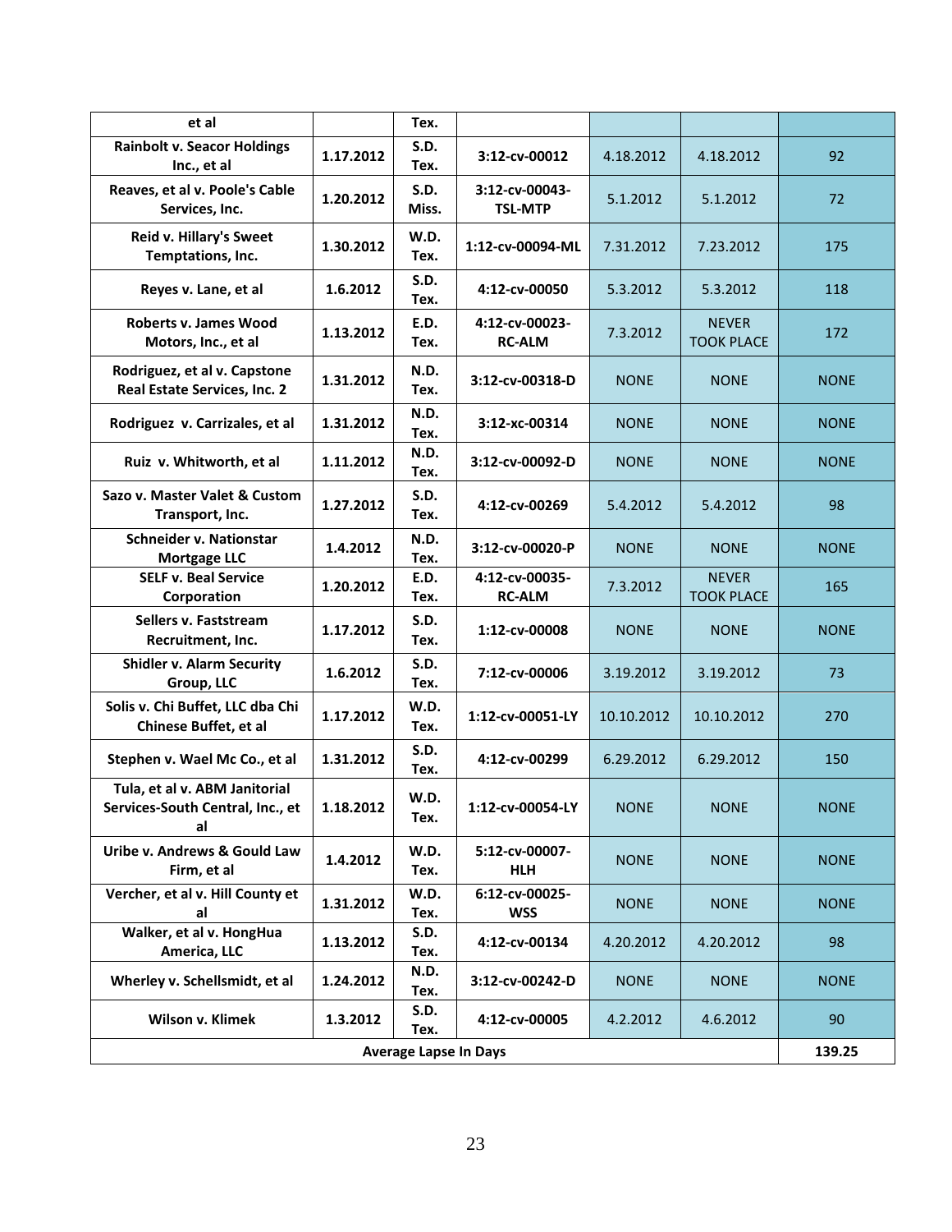| et al | | Tex. | | | | |
|---|---|---|---|---|---|---|
| **Rainbolt v. Seacor Holdings Inc., et al** | **1.17.2012** | **S.D. Tex.** | **3:12-cv-00012** | 4.18.2012 | 4.18.2012 | 92 |
| **Reaves, et al v. Poole's Cable Services, Inc.** | **1.20.2012** | **S.D. Miss.** | **3:12-cv-00043-TSL-MTP** | 5.1.2012 | 5.1.2012 | 72 |
| **Reid v. Hillary's Sweet Temptations, Inc.** | **1.30.2012** | **W.D. Tex.** | **1:12-cv-00094-ML** | 7.31.2012 | 7.23.2012 | 175 |
| **Reyes v. Lane, et al** | **1.6.2012** | **S.D. Tex.** | **4:12-cv-00050** | 5.3.2012 | 5.3.2012 | 118 |
| **Roberts v. James Wood Motors, Inc., et al** | **1.13.2012** | **E.D. Tex.** | **4:12-cv-00023-RC-ALM** | 7.3.2012 | NEVER TOOK PLACE | 172 |
| **Rodriguez, et al v. Capstone Real Estate Services, Inc. 2** | **1.31.2012** | **N.D. Tex.** | **3:12-cv-00318-D** | NONE | NONE | NONE |
| **Rodriguez v. Carrizales, et al** | **1.31.2012** | **N.D. Tex.** | **3:12-xc-00314** | NONE | NONE | NONE |
| **Ruiz v. Whitworth, et al** | **1.11.2012** | **N.D. Tex.** | **3:12-cv-00092-D** | NONE | NONE | NONE |
| **Sazo v. Master Valet & Custom Transport, Inc.** | **1.27.2012** | **S.D. Tex.** | **4:12-cv-00269** | 5.4.2012 | 5.4.2012 | 98 |
| **Schneider v. Nationstar Mortgage LLC** | **1.4.2012** | **N.D. Tex.** | **3:12-cv-00020-P** | NONE | NONE | NONE |
| **SELF v. Beal Service Corporation** | **1.20.2012** | **E.D. Tex.** | **4:12-cv-00035-RC-ALM** | 7.3.2012 | NEVER TOOK PLACE | 165 |
| **Sellers v. Faststream Recruitment, Inc.** | **1.17.2012** | **S.D. Tex.** | **1:12-cv-00008** | NONE | NONE | NONE |
| **Shidler v. Alarm Security Group, LLC** | **1.6.2012** | **S.D. Tex.** | **7:12-cv-00006** | 3.19.2012 | 3.19.2012 | 73 |
| **Solis v. Chi Buffet, LLC dba Chi Chinese Buffet, et al** | **1.17.2012** | **W.D. Tex.** | **1:12-cv-00051-LY** | 10.10.2012 | 10.10.2012 | 270 |
| **Stephen v. Wael Mc Co., et al** | **1.31.2012** | **S.D. Tex.** | **4:12-cv-00299** | 6.29.2012 | 6.29.2012 | 150 |
| **Tula, et al v. ABM Janitorial Services-South Central, Inc., et al** | **1.18.2012** | **W.D. Tex.** | **1:12-cv-00054-LY** | NONE | NONE | NONE |
| **Uribe v. Andrews & Gould Law Firm, et al** | **1.4.2012** | **W.D. Tex.** | **5:12-cv-00007-HLH** | NONE | NONE | NONE |
| **Vercher, et al v. Hill County et al** | **1.31.2012** | **W.D. Tex.** | **6:12-cv-00025-WSS** | NONE | NONE | NONE |
| **Walker, et al v. HongHua America, LLC** | **1.13.2012** | **S.D. Tex.** | **4:12-cv-00134** | 4.20.2012 | 4.20.2012 | 98 |
| **Wherley v. Schellsmidt, et al** | **1.24.2012** | **N.D. Tex.** | **3:12-cv-00242-D** | NONE | NONE | NONE |
| **Wilson v. Klimek** | **1.3.2012** | **S.D. Tex.** | **4:12-cv-00005** | 4.2.2012 | 4.6.2012 | 90 |
| **Average Lapse In Days** | | | | | | **139.25** |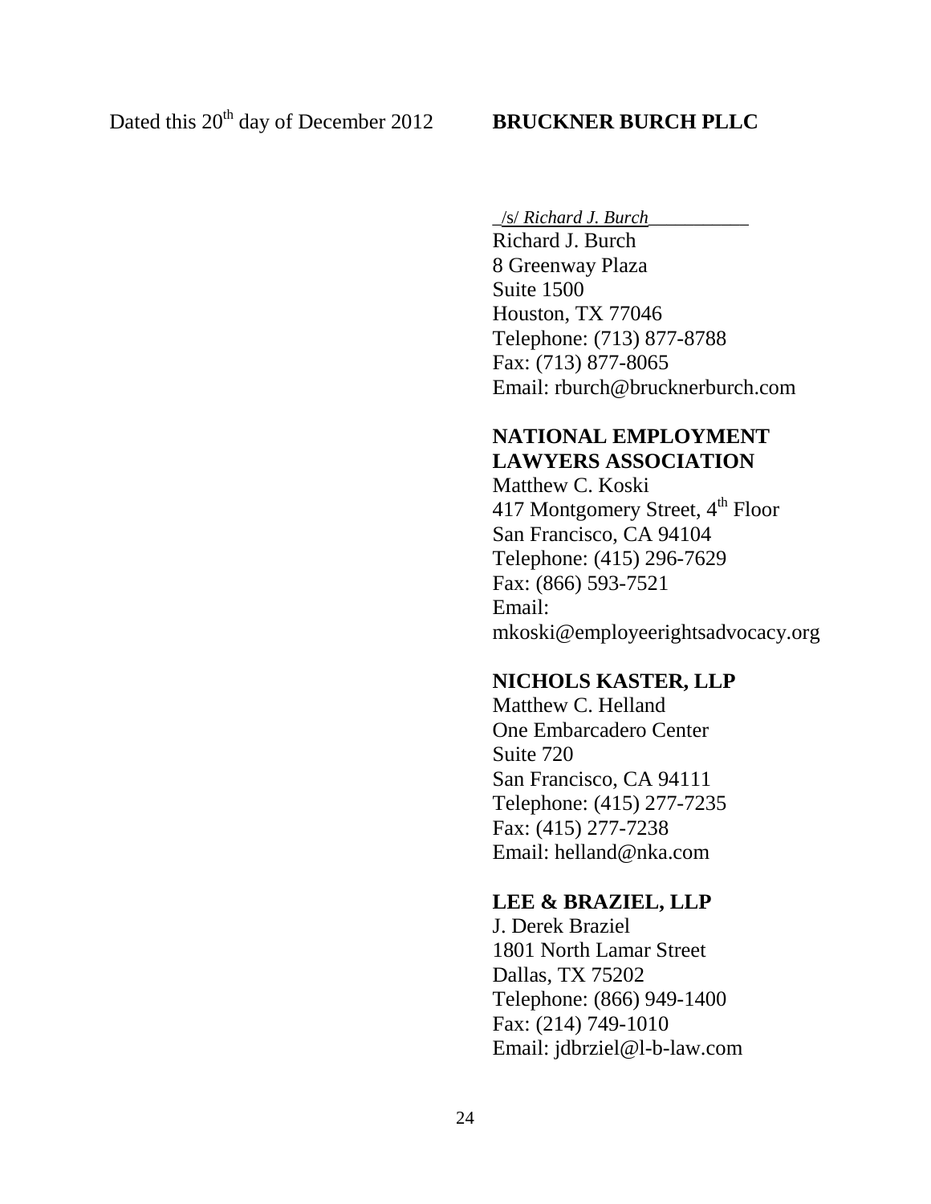Dated this 20th day of December 2012

**BRUCKNER BURCH PLLC**

_/s/ *Richard J. Burch*___________
Richard J. Burch
8 Greenway Plaza
Suite 1500
Houston, TX 77046
Telephone: (713) 877-8788
Fax: (713) 877-8065
Email: rburch@brucknerburch.com

**NATIONAL EMPLOYMENT LAWYERS ASSOCIATION**
Matthew C. Koski
417 Montgomery Street, 4th Floor
San Francisco, CA 94104
Telephone: (415) 296-7629
Fax: (866) 593-7521
Email:
mkoski@employeerightsadvocacy.org

**NICHOLS KASTER, LLP**
Matthew C. Helland
One Embarcadero Center
Suite 720
San Francisco, CA 94111
Telephone: (415) 277-7235
Fax: (415) 277-7238
Email: helland@nka.com

**LEE & BRAZIEL, LLP**
J. Derek Braziel
1801 North Lamar Street
Dallas, TX 75202
Telephone: (866) 949-1400
Fax: (214) 749-1010
Email: jdbrziel@l-b-law.com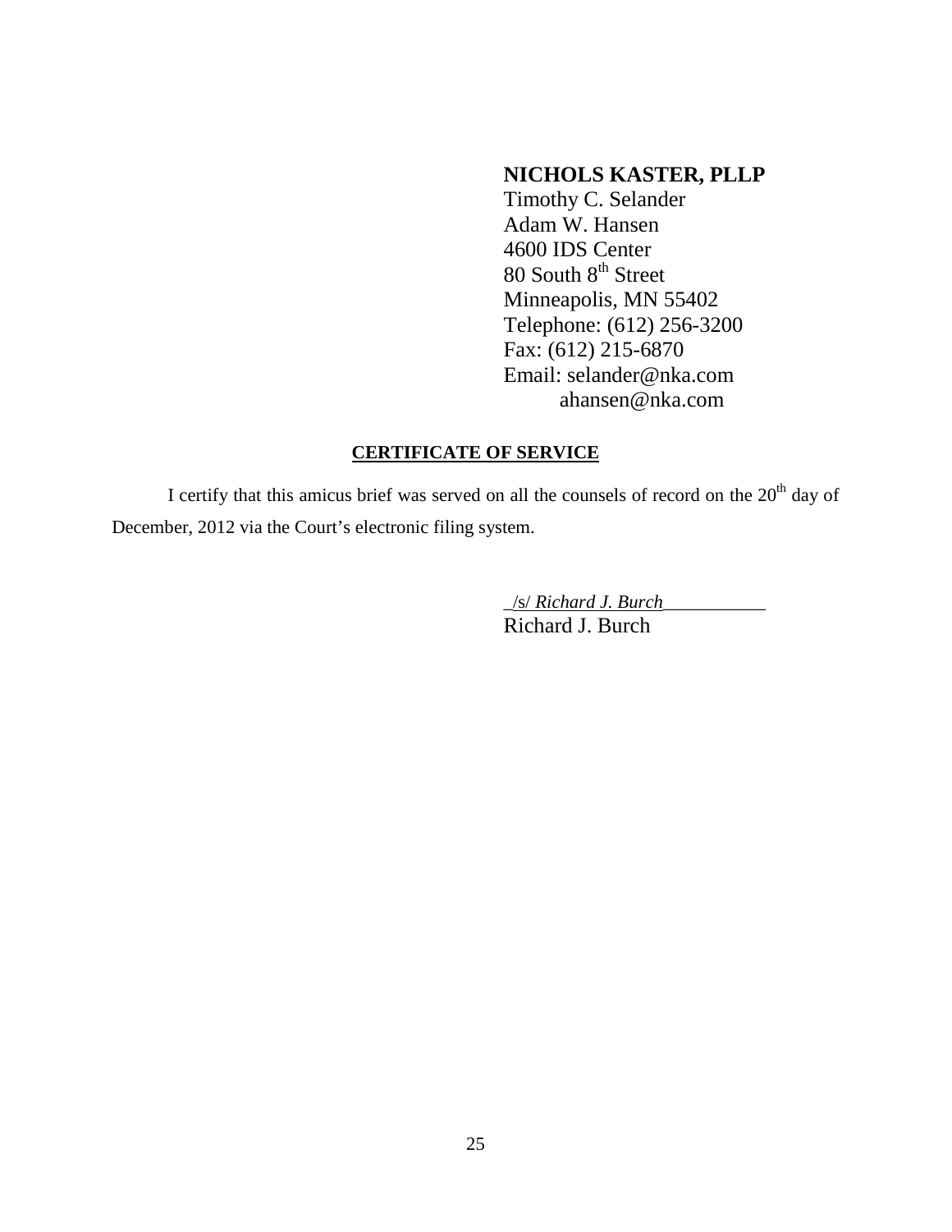**NICHOLS KASTER, PLLP**
Timothy C. Selander
Adam W. Hansen
4600 IDS Center
80 South 8th Street
Minneapolis, MN 55402
Telephone: (612) 256-3200
Fax: (612) 215-6870
Email: selander@nka.com
ahansen@nka.com

**CERTIFICATE OF SERVICE**

I certify that this amicus brief was served on all the counsels of record on the 20th day of December, 2012 via the Court's electronic filing system.

_/s/ *Richard J. Burch*___________
Richard J. Burch